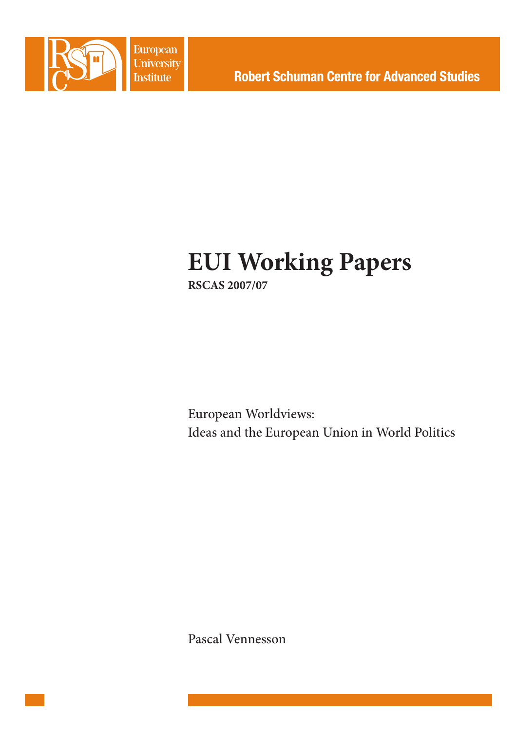European University Institute

Robert Schuman Centre for Advanced Studies

# EUI Working Papers

**RSCAS 2007/07**

European Worldviews:
Ideas and the European Union in World Politics

Pascal Vennesson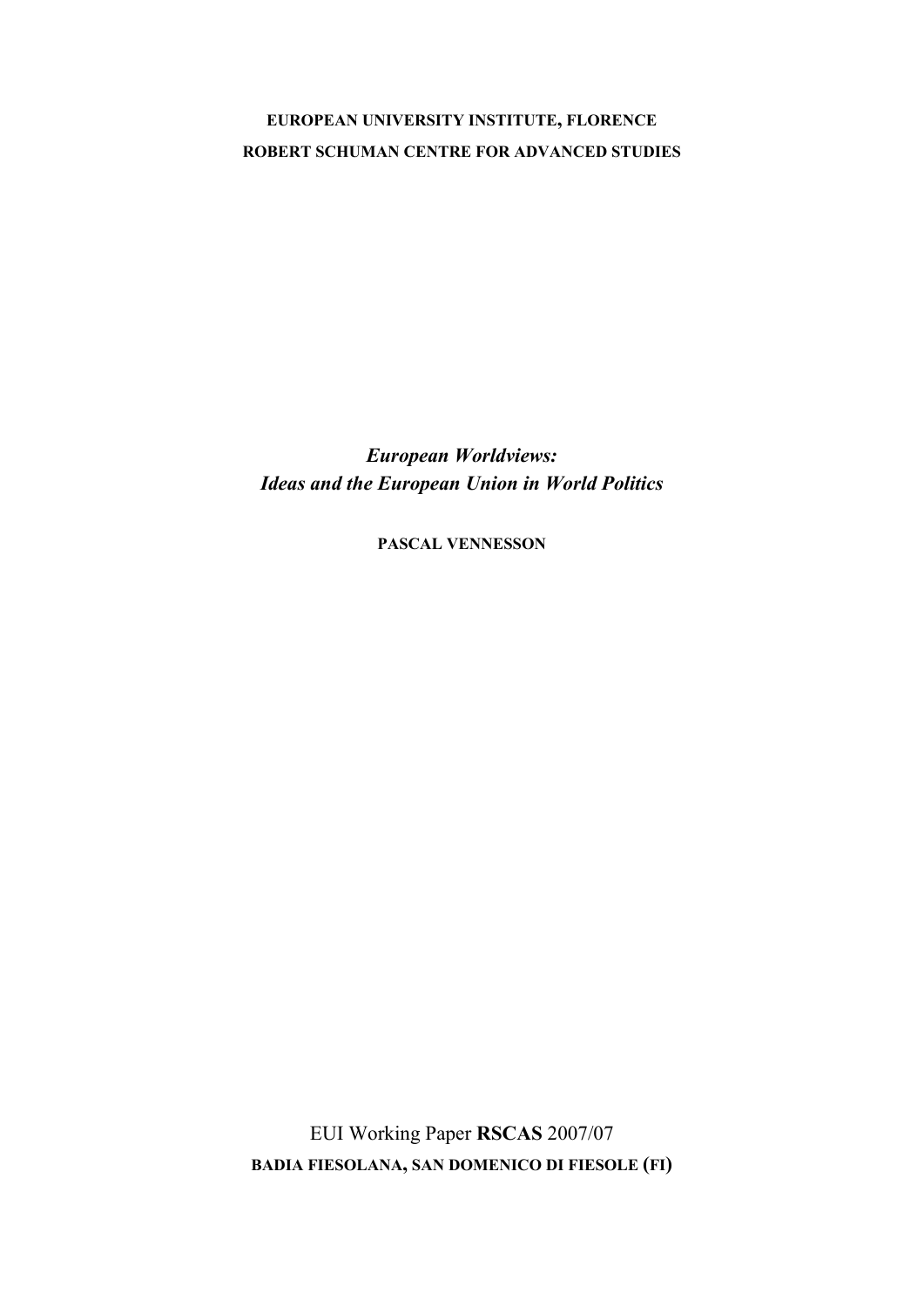**EUROPEAN UNIVERSITY INSTITUTE, FLORENCE**

**ROBERT SCHUMAN CENTRE FOR ADVANCED STUDIES**

# *European Worldviews: Ideas and the European Union in World Politics*

**PASCAL VENNESSON**

EUI Working Paper **RSCAS** 2007/07

**BADIA FIESOLANA, SAN DOMENICO DI FIESOLE (FI)**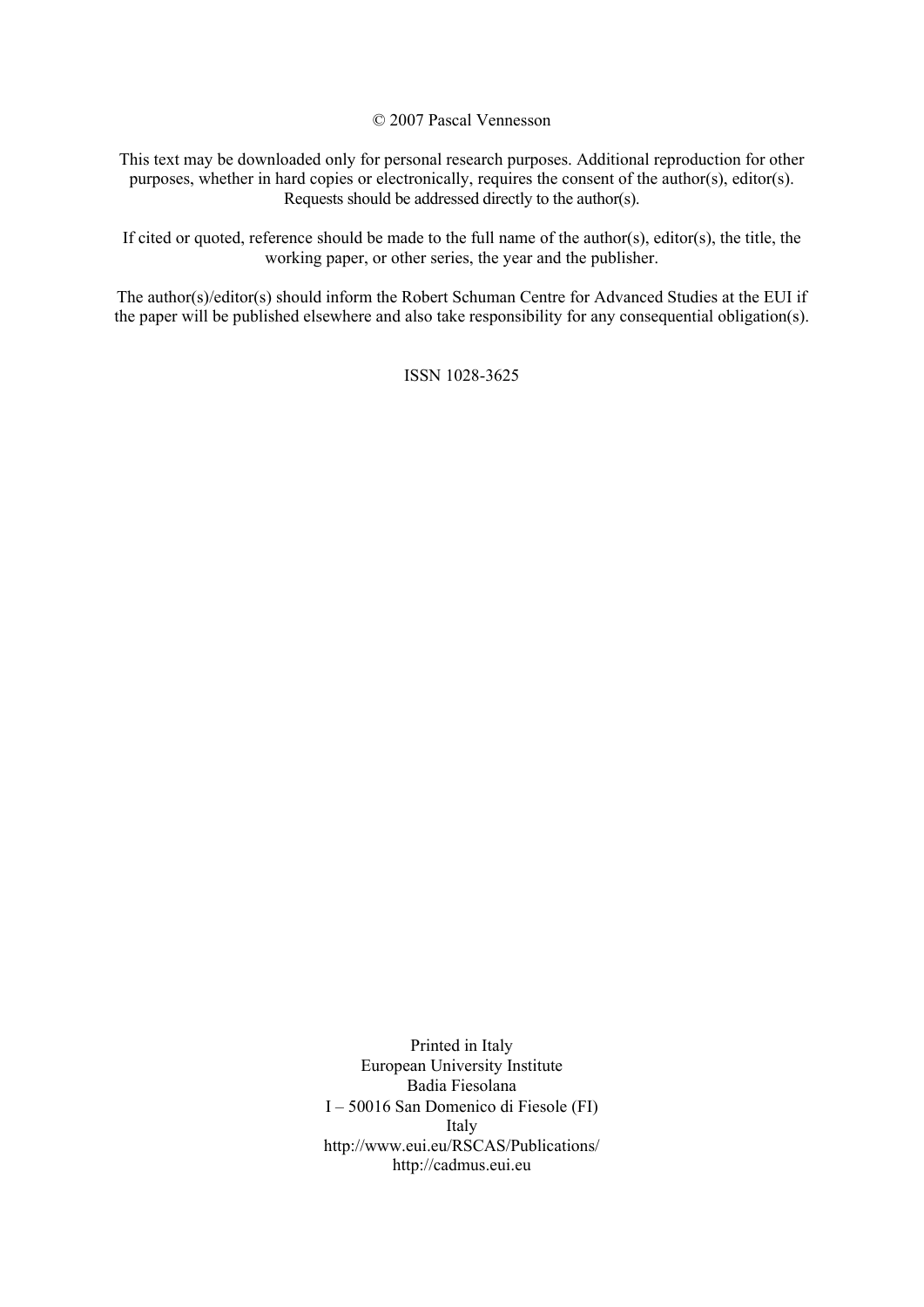© 2007 Pascal Vennesson

This text may be downloaded only for personal research purposes. Additional reproduction for other purposes, whether in hard copies or electronically, requires the consent of the author(s), editor(s). Requests should be addressed directly to the author(s).

If cited or quoted, reference should be made to the full name of the author(s), editor(s), the title, the working paper, or other series, the year and the publisher.

The author(s)/editor(s) should inform the Robert Schuman Centre for Advanced Studies at the EUI if the paper will be published elsewhere and also take responsibility for any consequential obligation(s).

ISSN 1028-3625

Printed in Italy
European University Institute
Badia Fiesolana
I – 50016 San Domenico di Fiesole (FI)
Italy
http://www.eui.eu/RSCAS/Publications/
http://cadmus.eui.eu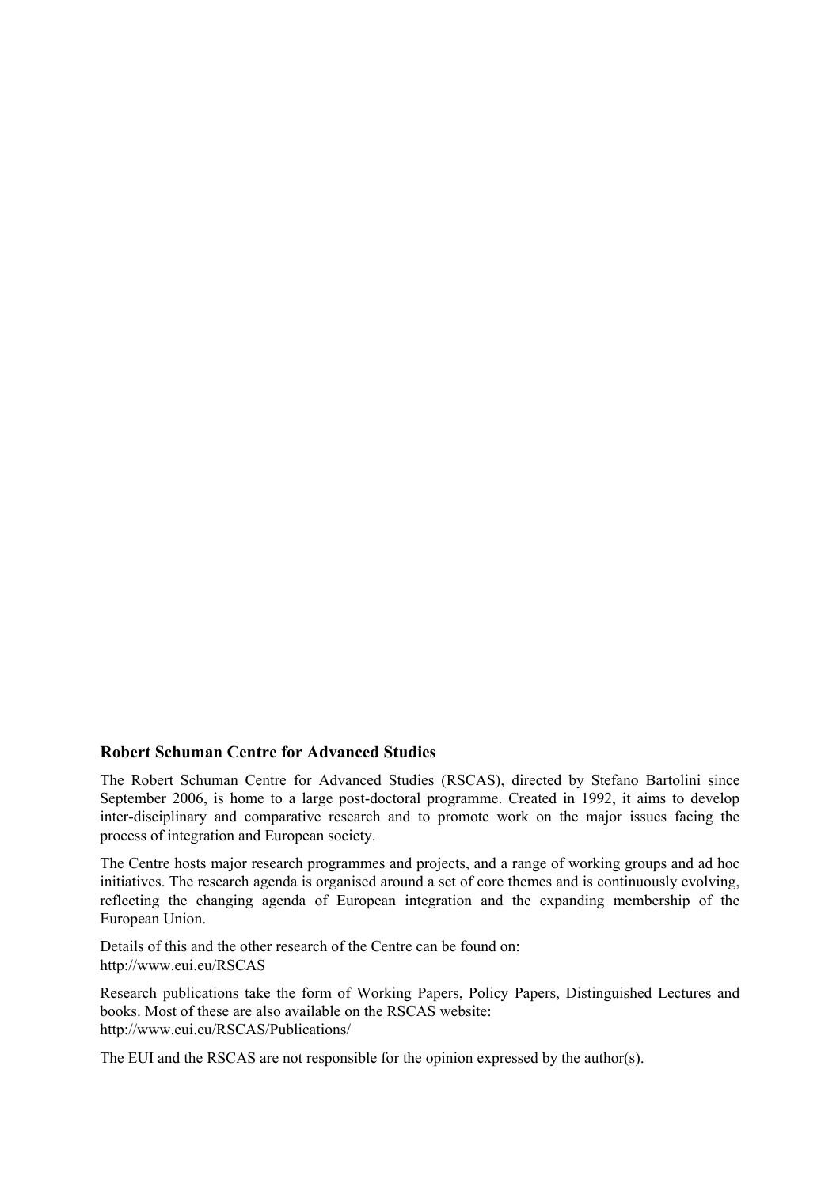### Robert Schuman Centre for Advanced Studies

The Robert Schuman Centre for Advanced Studies (RSCAS), directed by Stefano Bartolini since September 2006, is home to a large post-doctoral programme. Created in 1992, it aims to develop inter-disciplinary and comparative research and to promote work on the major issues facing the process of integration and European society.

The Centre hosts major research programmes and projects, and a range of working groups and ad hoc initiatives. The research agenda is organised around a set of core themes and is continuously evolving, reflecting the changing agenda of European integration and the expanding membership of the European Union.

Details of this and the other research of the Centre can be found on:
http://www.eui.eu/RSCAS

Research publications take the form of Working Papers, Policy Papers, Distinguished Lectures and books. Most of these are also available on the RSCAS website:
http://www.eui.eu/RSCAS/Publications/

The EUI and the RSCAS are not responsible for the opinion expressed by the author(s).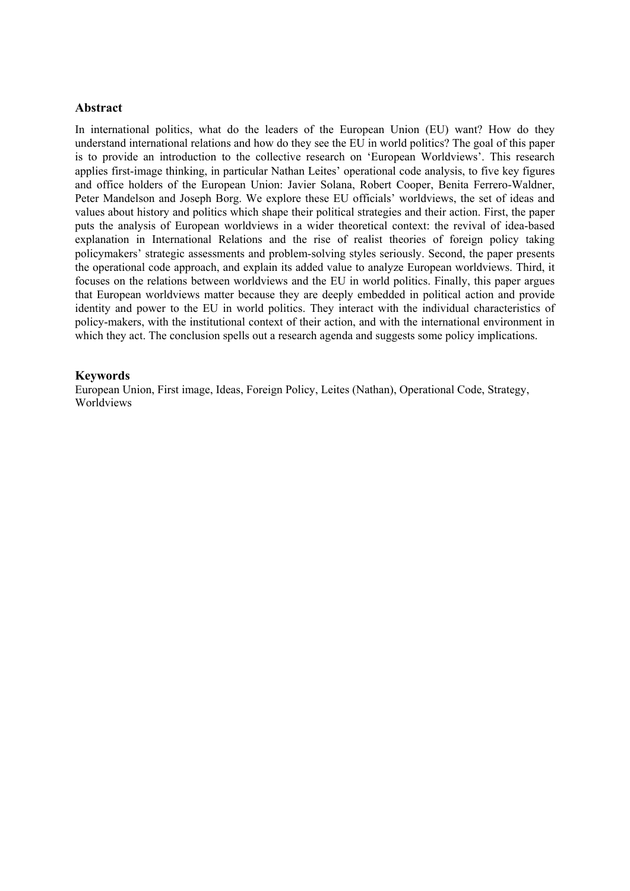## Abstract

In international politics, what do the leaders of the European Union (EU) want? How do they understand international relations and how do they see the EU in world politics? The goal of this paper is to provide an introduction to the collective research on 'European Worldviews'. This research applies first-image thinking, in particular Nathan Leites' operational code analysis, to five key figures and office holders of the European Union: Javier Solana, Robert Cooper, Benita Ferrero-Waldner, Peter Mandelson and Joseph Borg. We explore these EU officials' worldviews, the set of ideas and values about history and politics which shape their political strategies and their action. First, the paper puts the analysis of European worldviews in a wider theoretical context: the revival of idea-based explanation in International Relations and the rise of realist theories of foreign policy taking policymakers' strategic assessments and problem-solving styles seriously. Second, the paper presents the operational code approach, and explain its added value to analyze European worldviews. Third, it focuses on the relations between worldviews and the EU in world politics. Finally, this paper argues that European worldviews matter because they are deeply embedded in political action and provide identity and power to the EU in world politics. They interact with the individual characteristics of policy-makers, with the institutional context of their action, and with the international environment in which they act. The conclusion spells out a research agenda and suggests some policy implications.

## Keywords

European Union, First image, Ideas, Foreign Policy, Leites (Nathan), Operational Code, Strategy, Worldviews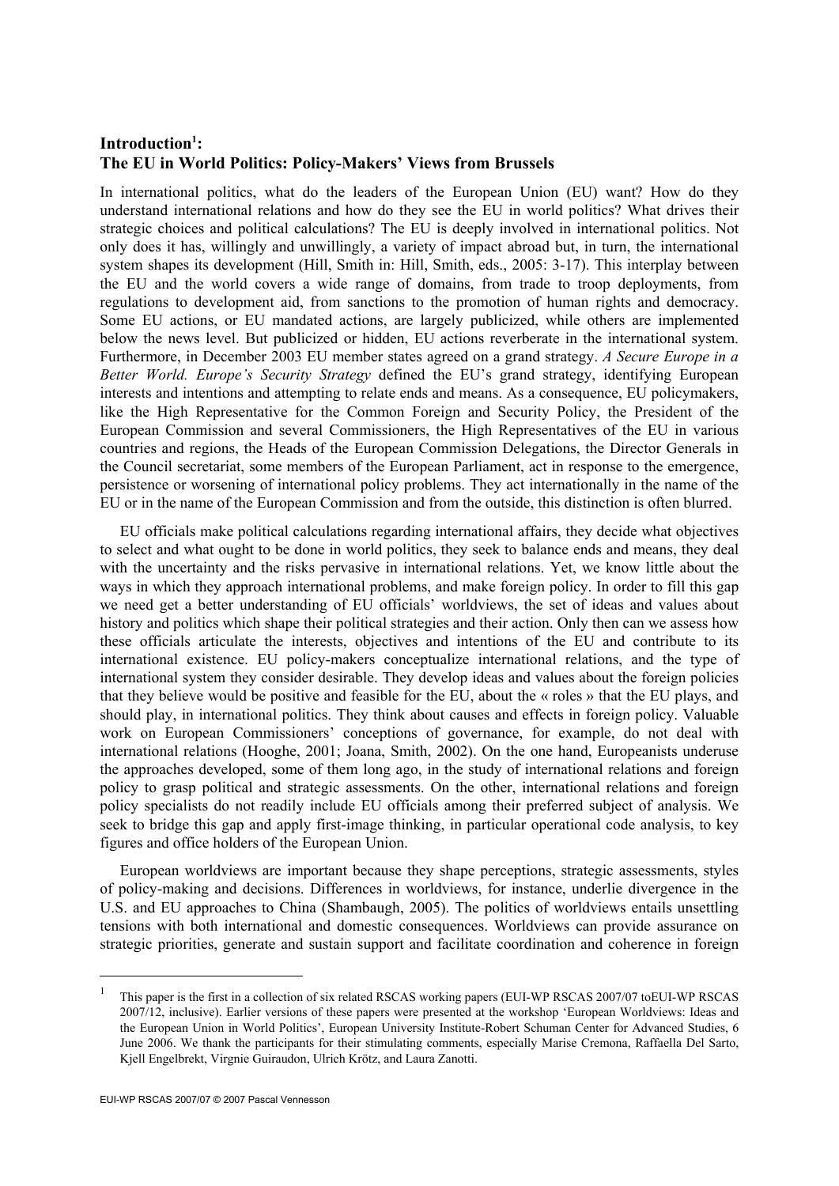## Introduction[1]: The EU in World Politics: Policy-Makers' Views from Brussels

In international politics, what do the leaders of the European Union (EU) want? How do they understand international relations and how do they see the EU in world politics? What drives their strategic choices and political calculations? The EU is deeply involved in international politics. Not only does it has, willingly and unwillingly, a variety of impact abroad but, in turn, the international system shapes its development (Hill, Smith in: Hill, Smith, eds., 2005: 3-17). This interplay between the EU and the world covers a wide range of domains, from trade to troop deployments, from regulations to development aid, from sanctions to the promotion of human rights and democracy. Some EU actions, or EU mandated actions, are largely publicized, while others are implemented below the news level. But publicized or hidden, EU actions reverberate in the international system. Furthermore, in December 2003 EU member states agreed on a grand strategy. *A Secure Europe in a Better World. Europe's Security Strategy* defined the EU's grand strategy, identifying European interests and intentions and attempting to relate ends and means. As a consequence, EU policymakers, like the High Representative for the Common Foreign and Security Policy, the President of the European Commission and several Commissioners, the High Representatives of the EU in various countries and regions, the Heads of the European Commission Delegations, the Director Generals in the Council secretariat, some members of the European Parliament, act in response to the emergence, persistence or worsening of international policy problems. They act internationally in the name of the EU or in the name of the European Commission and from the outside, this distinction is often blurred.

EU officials make political calculations regarding international affairs, they decide what objectives to select and what ought to be done in world politics, they seek to balance ends and means, they deal with the uncertainty and the risks pervasive in international relations. Yet, we know little about the ways in which they approach international problems, and make foreign policy. In order to fill this gap we need get a better understanding of EU officials' worldviews, the set of ideas and values about history and politics which shape their political strategies and their action. Only then can we assess how these officials articulate the interests, objectives and intentions of the EU and contribute to its international existence. EU policy-makers conceptualize international relations, and the type of international system they consider desirable. They develop ideas and values about the foreign policies that they believe would be positive and feasible for the EU, about the « roles » that the EU plays, and should play, in international politics. They think about causes and effects in foreign policy. Valuable work on European Commissioners' conceptions of governance, for example, do not deal with international relations (Hooghe, 2001; Joana, Smith, 2002). On the one hand, Europeanists underuse the approaches developed, some of them long ago, in the study of international relations and foreign policy to grasp political and strategic assessments. On the other, international relations and foreign policy specialists do not readily include EU officials among their preferred subject of analysis. We seek to bridge this gap and apply first-image thinking, in particular operational code analysis, to key figures and office holders of the European Union.

European worldviews are important because they shape perceptions, strategic assessments, styles of policy-making and decisions. Differences in worldviews, for instance, underlie divergence in the U.S. and EU approaches to China (Shambaugh, 2005). The politics of worldviews entails unsettling tensions with both international and domestic consequences. Worldviews can provide assurance on strategic priorities, generate and sustain support and facilitate coordination and coherence in foreign

[1] This paper is the first in a collection of six related RSCAS working papers (EUI-WP RSCAS 2007/07 toEUI-WP RSCAS 2007/12, inclusive). Earlier versions of these papers were presented at the workshop 'European Worldviews: Ideas and the European Union in World Politics', European University Institute-Robert Schuman Center for Advanced Studies, 6 June 2006. We thank the participants for their stimulating comments, especially Marise Cremona, Raffaella Del Sarto, Kjell Engelbrekt, Virgnie Guiraudon, Ulrich Krötz, and Laura Zanotti.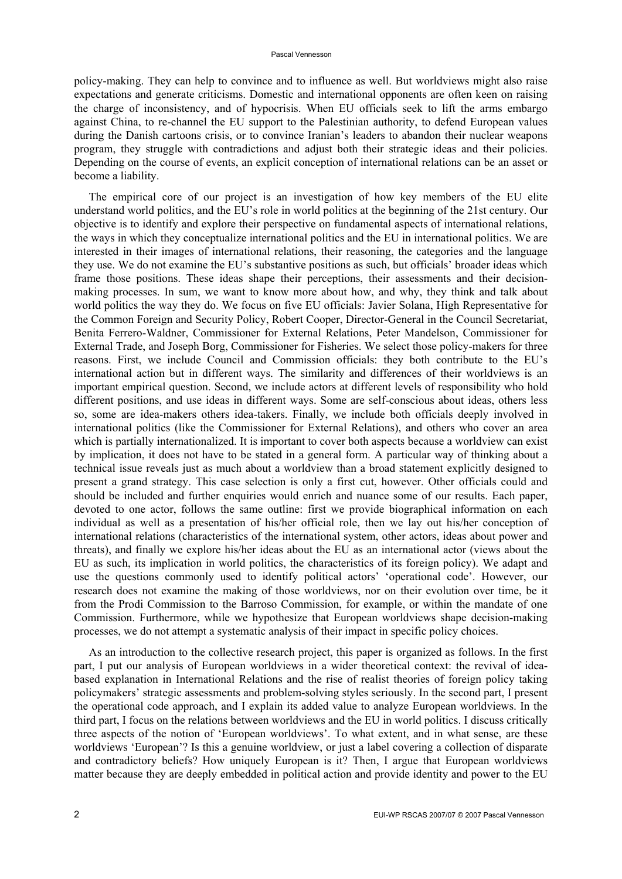policy-making. They can help to convince and to influence as well. But worldviews might also raise expectations and generate criticisms. Domestic and international opponents are often keen on raising the charge of inconsistency, and of hypocrisis. When EU officials seek to lift the arms embargo against China, to re-channel the EU support to the Palestinian authority, to defend European values during the Danish cartoons crisis, or to convince Iranian's leaders to abandon their nuclear weapons program, they struggle with contradictions and adjust both their strategic ideas and their policies. Depending on the course of events, an explicit conception of international relations can be an asset or become a liability.

The empirical core of our project is an investigation of how key members of the EU elite understand world politics, and the EU's role in world politics at the beginning of the 21st century. Our objective is to identify and explore their perspective on fundamental aspects of international relations, the ways in which they conceptualize international politics and the EU in international politics. We are interested in their images of international relations, their reasoning, the categories and the language they use. We do not examine the EU's substantive positions as such, but officials' broader ideas which frame those positions. These ideas shape their perceptions, their assessments and their decision-making processes. In sum, we want to know more about how, and why, they think and talk about world politics the way they do. We focus on five EU officials: Javier Solana, High Representative for the Common Foreign and Security Policy, Robert Cooper, Director-General in the Council Secretariat, Benita Ferrero-Waldner, Commissioner for External Relations, Peter Mandelson, Commissioner for External Trade, and Joseph Borg, Commissioner for Fisheries. We select those policy-makers for three reasons. First, we include Council and Commission officials: they both contribute to the EU's international action but in different ways. The similarity and differences of their worldviews is an important empirical question. Second, we include actors at different levels of responsibility who hold different positions, and use ideas in different ways. Some are self-conscious about ideas, others less so, some are idea-makers others idea-takers. Finally, we include both officials deeply involved in international politics (like the Commissioner for External Relations), and others who cover an area which is partially internationalized. It is important to cover both aspects because a worldview can exist by implication, it does not have to be stated in a general form. A particular way of thinking about a technical issue reveals just as much about a worldview than a broad statement explicitly designed to present a grand strategy. This case selection is only a first cut, however. Other officials could and should be included and further enquiries would enrich and nuance some of our results. Each paper, devoted to one actor, follows the same outline: first we provide biographical information on each individual as well as a presentation of his/her official role, then we lay out his/her conception of international relations (characteristics of the international system, other actors, ideas about power and threats), and finally we explore his/her ideas about the EU as an international actor (views about the EU as such, its implication in world politics, the characteristics of its foreign policy). We adapt and use the questions commonly used to identify political actors' 'operational code'. However, our research does not examine the making of those worldviews, nor on their evolution over time, be it from the Prodi Commission to the Barroso Commission, for example, or within the mandate of one Commission. Furthermore, while we hypothesize that European worldviews shape decision-making processes, we do not attempt a systematic analysis of their impact in specific policy choices.

As an introduction to the collective research project, this paper is organized as follows. In the first part, I put our analysis of European worldviews in a wider theoretical context: the revival of idea-based explanation in International Relations and the rise of realist theories of foreign policy taking policymakers' strategic assessments and problem-solving styles seriously. In the second part, I present the operational code approach, and I explain its added value to analyze European worldviews. In the third part, I focus on the relations between worldviews and the EU in world politics. I discuss critically three aspects of the notion of 'European worldviews'. To what extent, and in what sense, are these worldviews 'European'? Is this a genuine worldview, or just a label covering a collection of disparate and contradictory beliefs? How uniquely European is it? Then, I argue that European worldviews matter because they are deeply embedded in political action and provide identity and power to the EU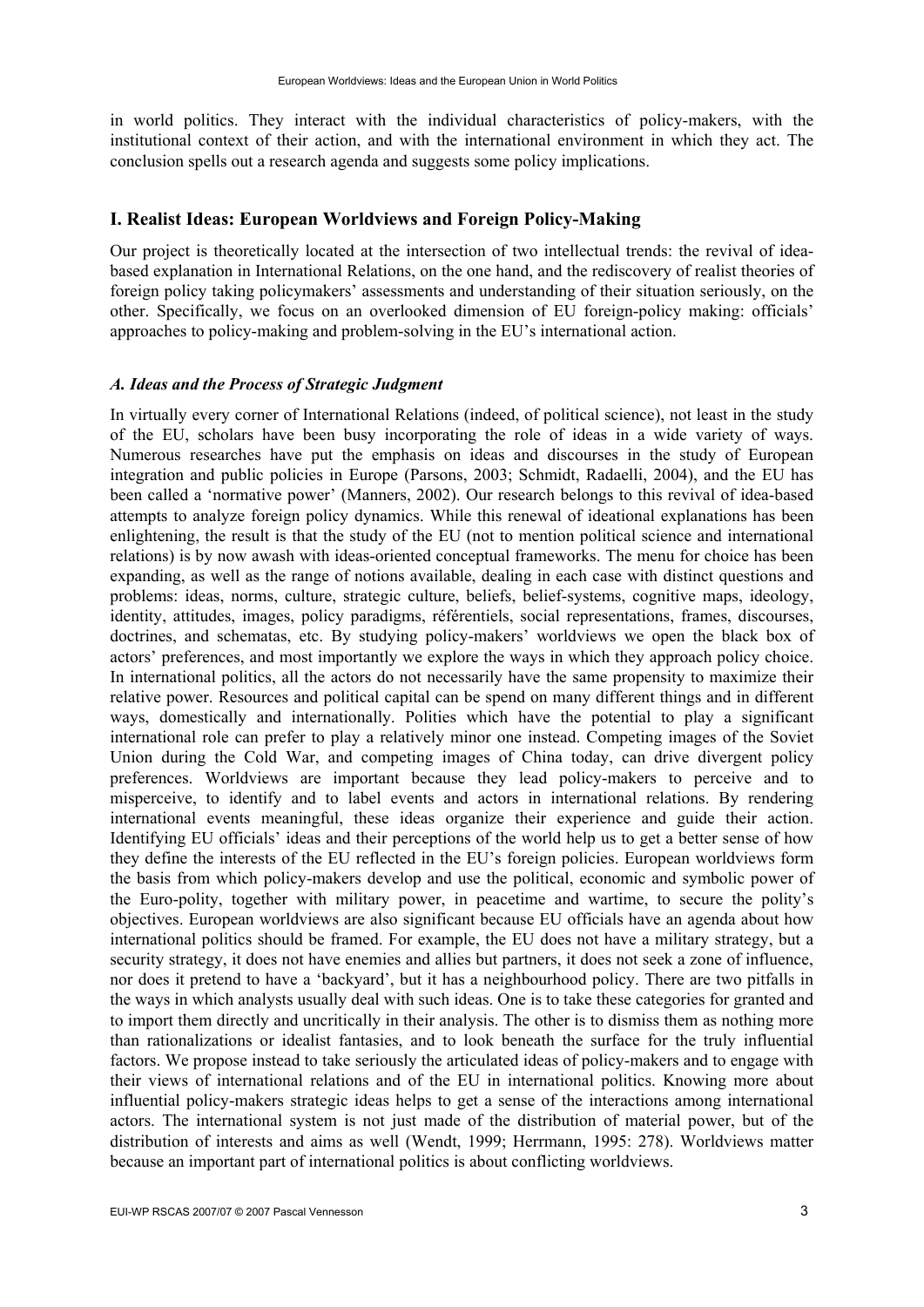in world politics. They interact with the individual characteristics of policy-makers, with the institutional context of their action, and with the international environment in which they act. The conclusion spells out a research agenda and suggests some policy implications.

## I. Realist Ideas: European Worldviews and Foreign Policy-Making

Our project is theoretically located at the intersection of two intellectual trends: the revival of idea-based explanation in International Relations, on the one hand, and the rediscovery of realist theories of foreign policy taking policymakers' assessments and understanding of their situation seriously, on the other. Specifically, we focus on an overlooked dimension of EU foreign-policy making: officials' approaches to policy-making and problem-solving in the EU's international action.

### *A. Ideas and the Process of Strategic Judgment*

In virtually every corner of International Relations (indeed, of political science), not least in the study of the EU, scholars have been busy incorporating the role of ideas in a wide variety of ways. Numerous researches have put the emphasis on ideas and discourses in the study of European integration and public policies in Europe (Parsons, 2003; Schmidt, Radaelli, 2004), and the EU has been called a 'normative power' (Manners, 2002). Our research belongs to this revival of idea-based attempts to analyze foreign policy dynamics. While this renewal of ideational explanations has been enlightening, the result is that the study of the EU (not to mention political science and international relations) is by now awash with ideas-oriented conceptual frameworks. The menu for choice has been expanding, as well as the range of notions available, dealing in each case with distinct questions and problems: ideas, norms, culture, strategic culture, beliefs, belief-systems, cognitive maps, ideology, identity, attitudes, images, policy paradigms, référentiels, social representations, frames, discourses, doctrines, and schematas, etc. By studying policy-makers' worldviews we open the black box of actors' preferences, and most importantly we explore the ways in which they approach policy choice. In international politics, all the actors do not necessarily have the same propensity to maximize their relative power. Resources and political capital can be spend on many different things and in different ways, domestically and internationally. Polities which have the potential to play a significant international role can prefer to play a relatively minor one instead. Competing images of the Soviet Union during the Cold War, and competing images of China today, can drive divergent policy preferences. Worldviews are important because they lead policy-makers to perceive and to misperceive, to identify and to label events and actors in international relations. By rendering international events meaningful, these ideas organize their experience and guide their action. Identifying EU officials' ideas and their perceptions of the world help us to get a better sense of how they define the interests of the EU reflected in the EU's foreign policies. European worldviews form the basis from which policy-makers develop and use the political, economic and symbolic power of the Euro-polity, together with military power, in peacetime and wartime, to secure the polity's objectives. European worldviews are also significant because EU officials have an agenda about how international politics should be framed. For example, the EU does not have a military strategy, but a security strategy, it does not have enemies and allies but partners, it does not seek a zone of influence, nor does it pretend to have a 'backyard', but it has a neighbourhood policy. There are two pitfalls in the ways in which analysts usually deal with such ideas. One is to take these categories for granted and to import them directly and uncritically in their analysis. The other is to dismiss them as nothing more than rationalizations or idealist fantasies, and to look beneath the surface for the truly influential factors. We propose instead to take seriously the articulated ideas of policy-makers and to engage with their views of international relations and of the EU in international politics. Knowing more about influential policy-makers strategic ideas helps to get a sense of the interactions among international actors. The international system is not just made of the distribution of material power, but of the distribution of interests and aims as well (Wendt, 1999; Herrmann, 1995: 278). Worldviews matter because an important part of international politics is about conflicting worldviews.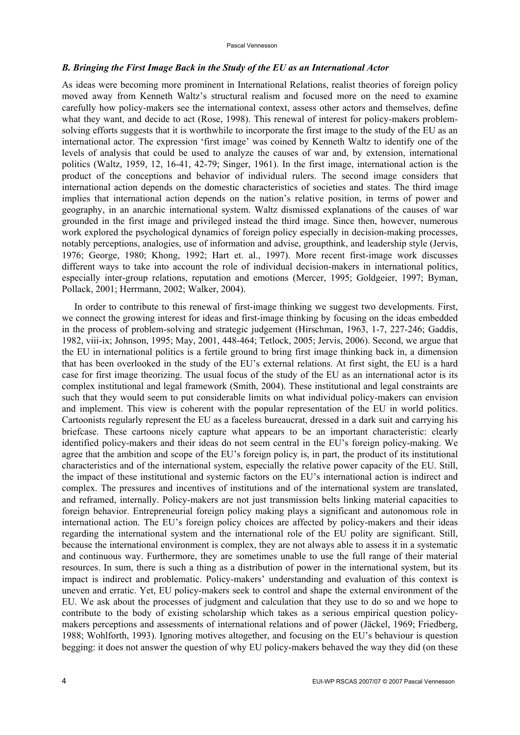### *B. Bringing the First Image Back in the Study of the EU as an International Actor*

As ideas were becoming more prominent in International Relations, realist theories of foreign policy moved away from Kenneth Waltz's structural realism and focused more on the need to examine carefully how policy-makers see the international context, assess other actors and themselves, define what they want, and decide to act (Rose, 1998). This renewal of interest for policy-makers problem-solving efforts suggests that it is worthwhile to incorporate the first image to the study of the EU as an international actor. The expression 'first image' was coined by Kenneth Waltz to identify one of the levels of analysis that could be used to analyze the causes of war and, by extension, international politics (Waltz, 1959, 12, 16-41, 42-79; Singer, 1961). In the first image, international action is the product of the conceptions and behavior of individual rulers. The second image considers that international action depends on the domestic characteristics of societies and states. The third image implies that international action depends on the nation's relative position, in terms of power and geography, in an anarchic international system. Waltz dismissed explanations of the causes of war grounded in the first image and privileged instead the third image. Since then, however, numerous work explored the psychological dynamics of foreign policy especially in decision-making processes, notably perceptions, analogies, use of information and advise, groupthink, and leadership style (Jervis, 1976; George, 1980; Khong, 1992; Hart et. al., 1997). More recent first-image work discusses different ways to take into account the role of individual decision-makers in international politics, especially inter-group relations, reputation and emotions (Mercer, 1995; Goldgeier, 1997; Byman, Pollack, 2001; Herrmann, 2002; Walker, 2004).

In order to contribute to this renewal of first-image thinking we suggest two developments. First, we connect the growing interest for ideas and first-image thinking by focusing on the ideas embedded in the process of problem-solving and strategic judgement (Hirschman, 1963, 1-7, 227-246; Gaddis, 1982, viii-ix; Johnson, 1995; May, 2001, 448-464; Tetlock, 2005; Jervis, 2006). Second, we argue that the EU in international politics is a fertile ground to bring first image thinking back in, a dimension that has been overlooked in the study of the EU's external relations. At first sight, the EU is a hard case for first image theorizing. The usual focus of the study of the EU as an international actor is its complex institutional and legal framework (Smith, 2004). These institutional and legal constraints are such that they would seem to put considerable limits on what individual policy-makers can envision and implement. This view is coherent with the popular representation of the EU in world politics. Cartoonists regularly represent the EU as a faceless bureaucrat, dressed in a dark suit and carrying his briefcase. These cartoons nicely capture what appears to be an important characteristic: clearly identified policy-makers and their ideas do not seem central in the EU's foreign policy-making. We agree that the ambition and scope of the EU's foreign policy is, in part, the product of its institutional characteristics and of the international system, especially the relative power capacity of the EU. Still, the impact of these institutional and systemic factors on the EU's international action is indirect and complex. The pressures and incentives of institutions and of the international system are translated, and reframed, internally. Policy-makers are not just transmission belts linking material capacities to foreign behavior. Entrepreneurial foreign policy making plays a significant and autonomous role in international action. The EU's foreign policy choices are affected by policy-makers and their ideas regarding the international system and the international role of the EU polity are significant. Still, because the international environment is complex, they are not always able to assess it in a systematic and continuous way. Furthermore, they are sometimes unable to use the full range of their material resources. In sum, there is such a thing as a distribution of power in the international system, but its impact is indirect and problematic. Policy-makers' understanding and evaluation of this context is uneven and erratic. Yet, EU policy-makers seek to control and shape the external environment of the EU. We ask about the processes of judgment and calculation that they use to do so and we hope to contribute to the body of existing scholarship which takes as a serious empirical question policy-makers perceptions and assessments of international relations and of power (Jäckel, 1969; Friedberg, 1988; Wohlforth, 1993). Ignoring motives altogether, and focusing on the EU's behaviour is question begging: it does not answer the question of why EU policy-makers behaved the way they did (on these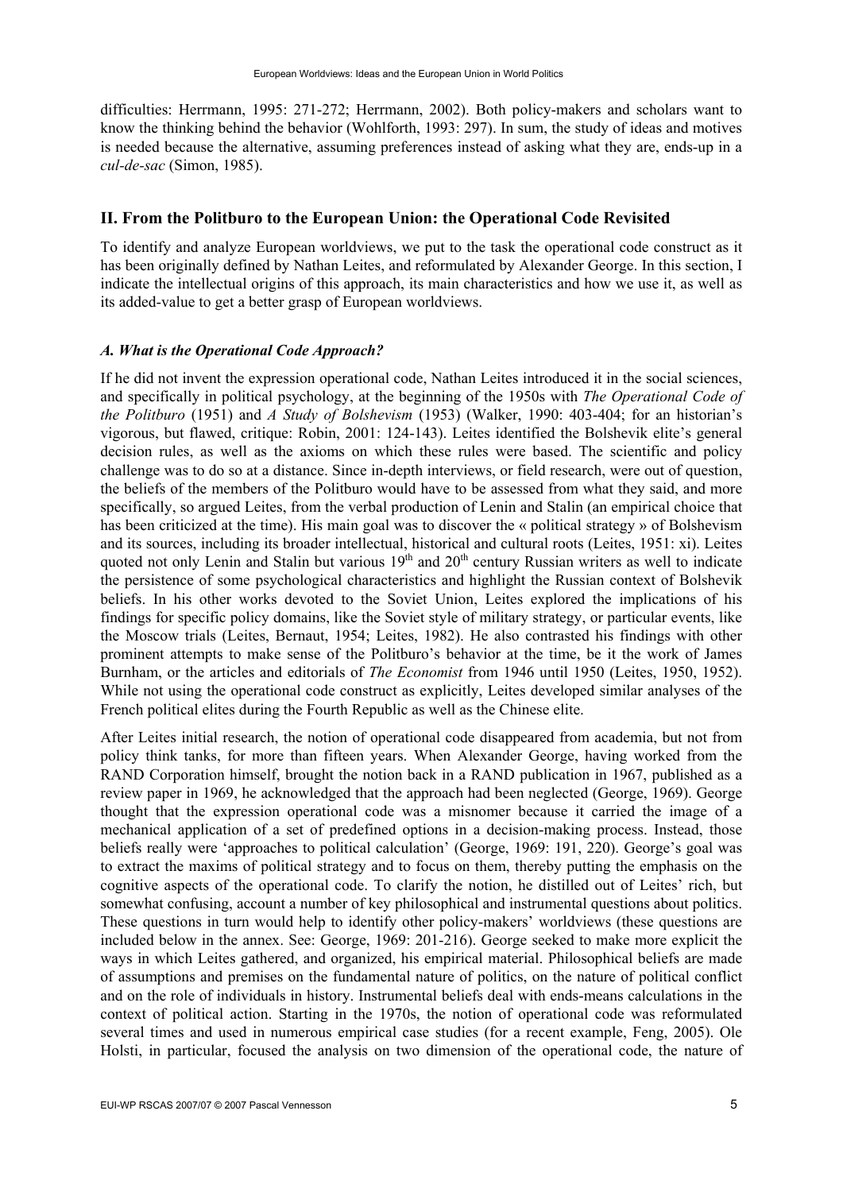difficulties: Herrmann, 1995: 271-272; Herrmann, 2002). Both policy-makers and scholars want to know the thinking behind the behavior (Wohlforth, 1993: 297). In sum, the study of ideas and motives is needed because the alternative, assuming preferences instead of asking what they are, ends-up in a *cul-de-sac* (Simon, 1985).

## II. From the Politburo to the European Union: the Operational Code Revisited

To identify and analyze European worldviews, we put to the task the operational code construct as it has been originally defined by Nathan Leites, and reformulated by Alexander George. In this section, I indicate the intellectual origins of this approach, its main characteristics and how we use it, as well as its added-value to get a better grasp of European worldviews.

### *A. What is the Operational Code Approach?*

If he did not invent the expression operational code, Nathan Leites introduced it in the social sciences, and specifically in political psychology, at the beginning of the 1950s with *The Operational Code of the Politburo* (1951) and *A Study of Bolshevism* (1953) (Walker, 1990: 403-404; for an historian's vigorous, but flawed, critique: Robin, 2001: 124-143). Leites identified the Bolshevik elite's general decision rules, as well as the axioms on which these rules were based. The scientific and policy challenge was to do so at a distance. Since in-depth interviews, or field research, were out of question, the beliefs of the members of the Politburo would have to be assessed from what they said, and more specifically, so argued Leites, from the verbal production of Lenin and Stalin (an empirical choice that has been criticized at the time). His main goal was to discover the « political strategy » of Bolshevism and its sources, including its broader intellectual, historical and cultural roots (Leites, 1951: xi). Leites quoted not only Lenin and Stalin but various 19th and 20th century Russian writers as well to indicate the persistence of some psychological characteristics and highlight the Russian context of Bolshevik beliefs. In his other works devoted to the Soviet Union, Leites explored the implications of his findings for specific policy domains, like the Soviet style of military strategy, or particular events, like the Moscow trials (Leites, Bernaut, 1954; Leites, 1982). He also contrasted his findings with other prominent attempts to make sense of the Politburo's behavior at the time, be it the work of James Burnham, or the articles and editorials of *The Economist* from 1946 until 1950 (Leites, 1950, 1952). While not using the operational code construct as explicitly, Leites developed similar analyses of the French political elites during the Fourth Republic as well as the Chinese elite.

After Leites initial research, the notion of operational code disappeared from academia, but not from policy think tanks, for more than fifteen years. When Alexander George, having worked from the RAND Corporation himself, brought the notion back in a RAND publication in 1967, published as a review paper in 1969, he acknowledged that the approach had been neglected (George, 1969). George thought that the expression operational code was a misnomer because it carried the image of a mechanical application of a set of predefined options in a decision-making process. Instead, those beliefs really were 'approaches to political calculation' (George, 1969: 191, 220). George's goal was to extract the maxims of political strategy and to focus on them, thereby putting the emphasis on the cognitive aspects of the operational code. To clarify the notion, he distilled out of Leites' rich, but somewhat confusing, account a number of key philosophical and instrumental questions about politics. These questions in turn would help to identify other policy-makers' worldviews (these questions are included below in the annex. See: George, 1969: 201-216). George seeked to make more explicit the ways in which Leites gathered, and organized, his empirical material. Philosophical beliefs are made of assumptions and premises on the fundamental nature of politics, on the nature of political conflict and on the role of individuals in history. Instrumental beliefs deal with ends-means calculations in the context of political action. Starting in the 1970s, the notion of operational code was reformulated several times and used in numerous empirical case studies (for a recent example, Feng, 2005). Ole Holsti, in particular, focused the analysis on two dimension of the operational code, the nature of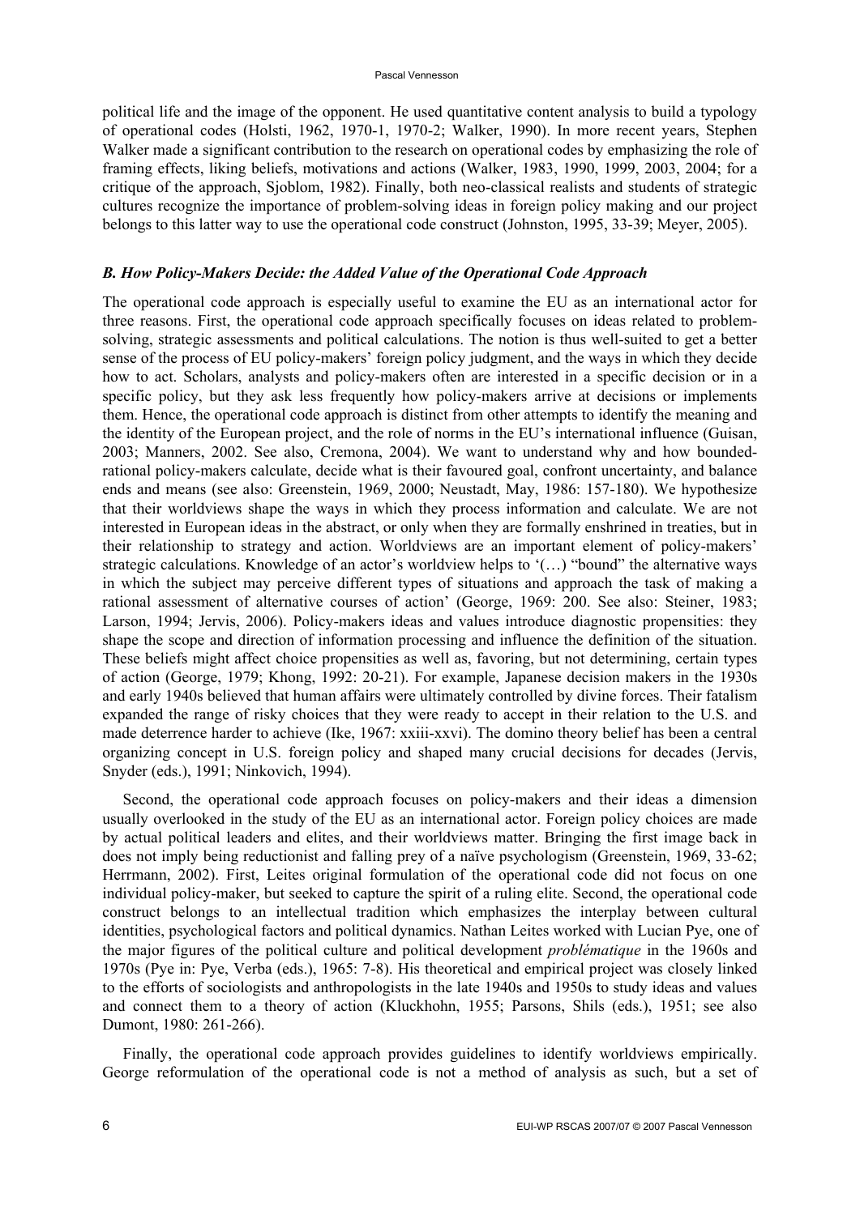political life and the image of the opponent. He used quantitative content analysis to build a typology of operational codes (Holsti, 1962, 1970-1, 1970-2; Walker, 1990). In more recent years, Stephen Walker made a significant contribution to the research on operational codes by emphasizing the role of framing effects, liking beliefs, motivations and actions (Walker, 1983, 1990, 1999, 2003, 2004; for a critique of the approach, Sjoblom, 1982). Finally, both neo-classical realists and students of strategic cultures recognize the importance of problem-solving ideas in foreign policy making and our project belongs to this latter way to use the operational code construct (Johnston, 1995, 33-39; Meyer, 2005).

### *B. How Policy-Makers Decide: the Added Value of the Operational Code Approach*

The operational code approach is especially useful to examine the EU as an international actor for three reasons. First, the operational code approach specifically focuses on ideas related to problem-solving, strategic assessments and political calculations. The notion is thus well-suited to get a better sense of the process of EU policy-makers' foreign policy judgment, and the ways in which they decide how to act. Scholars, analysts and policy-makers often are interested in a specific decision or in a specific policy, but they ask less frequently how policy-makers arrive at decisions or implements them. Hence, the operational code approach is distinct from other attempts to identify the meaning and the identity of the European project, and the role of norms in the EU's international influence (Guisan, 2003; Manners, 2002. See also, Cremona, 2004). We want to understand why and how bounded-rational policy-makers calculate, decide what is their favoured goal, confront uncertainty, and balance ends and means (see also: Greenstein, 1969, 2000; Neustadt, May, 1986: 157-180). We hypothesize that their worldviews shape the ways in which they process information and calculate. We are not interested in European ideas in the abstract, or only when they are formally enshrined in treaties, but in their relationship to strategy and action. Worldviews are an important element of policy-makers' strategic calculations. Knowledge of an actor's worldview helps to '(…) "bound" the alternative ways in which the subject may perceive different types of situations and approach the task of making a rational assessment of alternative courses of action' (George, 1969: 200. See also: Steiner, 1983; Larson, 1994; Jervis, 2006). Policy-makers ideas and values introduce diagnostic propensities: they shape the scope and direction of information processing and influence the definition of the situation. These beliefs might affect choice propensities as well as, favoring, but not determining, certain types of action (George, 1979; Khong, 1992: 20-21). For example, Japanese decision makers in the 1930s and early 1940s believed that human affairs were ultimately controlled by divine forces. Their fatalism expanded the range of risky choices that they were ready to accept in their relation to the U.S. and made deterrence harder to achieve (Ike, 1967: xxiii-xxvi). The domino theory belief has been a central organizing concept in U.S. foreign policy and shaped many crucial decisions for decades (Jervis, Snyder (eds.), 1991; Ninkovich, 1994).

Second, the operational code approach focuses on policy-makers and their ideas a dimension usually overlooked in the study of the EU as an international actor. Foreign policy choices are made by actual political leaders and elites, and their worldviews matter. Bringing the first image back in does not imply being reductionist and falling prey of a naïve psychologism (Greenstein, 1969, 33-62; Herrmann, 2002). First, Leites original formulation of the operational code did not focus on one individual policy-maker, but seeked to capture the spirit of a ruling elite. Second, the operational code construct belongs to an intellectual tradition which emphasizes the interplay between cultural identities, psychological factors and political dynamics. Nathan Leites worked with Lucian Pye, one of the major figures of the political culture and political development *problématique* in the 1960s and 1970s (Pye in: Pye, Verba (eds.), 1965: 7-8). His theoretical and empirical project was closely linked to the efforts of sociologists and anthropologists in the late 1940s and 1950s to study ideas and values and connect them to a theory of action (Kluckhohn, 1955; Parsons, Shils (eds.), 1951; see also Dumont, 1980: 261-266).

Finally, the operational code approach provides guidelines to identify worldviews empirically. George reformulation of the operational code is not a method of analysis as such, but a set of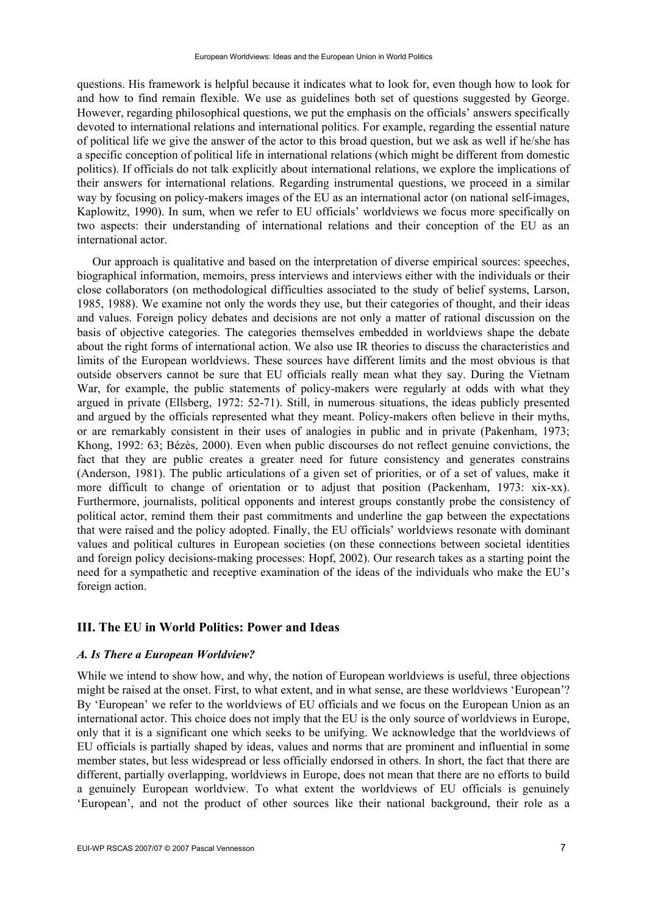questions. His framework is helpful because it indicates what to look for, even though how to look for and how to find remain flexible. We use as guidelines both set of questions suggested by George. However, regarding philosophical questions, we put the emphasis on the officials' answers specifically devoted to international relations and international politics. For example, regarding the essential nature of political life we give the answer of the actor to this broad question, but we ask as well if he/she has a specific conception of political life in international relations (which might be different from domestic politics). If officials do not talk explicitly about international relations, we explore the implications of their answers for international relations. Regarding instrumental questions, we proceed in a similar way by focusing on policy-makers images of the EU as an international actor (on national self-images, Kaplowitz, 1990). In sum, when we refer to EU officials' worldviews we focus more specifically on two aspects: their understanding of international relations and their conception of the EU as an international actor.

Our approach is qualitative and based on the interpretation of diverse empirical sources: speeches, biographical information, memoirs, press interviews and interviews either with the individuals or their close collaborators (on methodological difficulties associated to the study of belief systems, Larson, 1985, 1988). We examine not only the words they use, but their categories of thought, and their ideas and values. Foreign policy debates and decisions are not only a matter of rational discussion on the basis of objective categories. The categories themselves embedded in worldviews shape the debate about the right forms of international action. We also use IR theories to discuss the characteristics and limits of the European worldviews. These sources have different limits and the most obvious is that outside observers cannot be sure that EU officials really mean what they say. During the Vietnam War, for example, the public statements of policy-makers were regularly at odds with what they argued in private (Ellsberg, 1972: 52-71). Still, in numerous situations, the ideas publicly presented and argued by the officials represented what they meant. Policy-makers often believe in their myths, or are remarkably consistent in their uses of analogies in public and in private (Pakenham, 1973; Khong, 1992: 63; Bézès, 2000). Even when public discourses do not reflect genuine convictions, the fact that they are public creates a greater need for future consistency and generates constrains (Anderson, 1981). The public articulations of a given set of priorities, or of a set of values, make it more difficult to change of orientation or to adjust that position (Packenham, 1973: xix-xx). Furthermore, journalists, political opponents and interest groups constantly probe the consistency of political actor, remind them their past commitments and underline the gap between the expectations that were raised and the policy adopted. Finally, the EU officials' worldviews resonate with dominant values and political cultures in European societies (on these connections between societal identities and foreign policy decisions-making processes: Hopf, 2002). Our research takes as a starting point the need for a sympathetic and receptive examination of the ideas of the individuals who make the EU's foreign action.

## III. The EU in World Politics: Power and Ideas

### *A. Is There a European Worldview?*

While we intend to show how, and why, the notion of European worldviews is useful, three objections might be raised at the onset. First, to what extent, and in what sense, are these worldviews 'European'? By 'European' we refer to the worldviews of EU officials and we focus on the European Union as an international actor. This choice does not imply that the EU is the only source of worldviews in Europe, only that it is a significant one which seeks to be unifying. We acknowledge that the worldviews of EU officials is partially shaped by ideas, values and norms that are prominent and influential in some member states, but less widespread or less officially endorsed in others. In short, the fact that there are different, partially overlapping, worldviews in Europe, does not mean that there are no efforts to build a genuinely European worldview. To what extent the worldviews of EU officials is genuinely 'European', and not the product of other sources like their national background, their role as a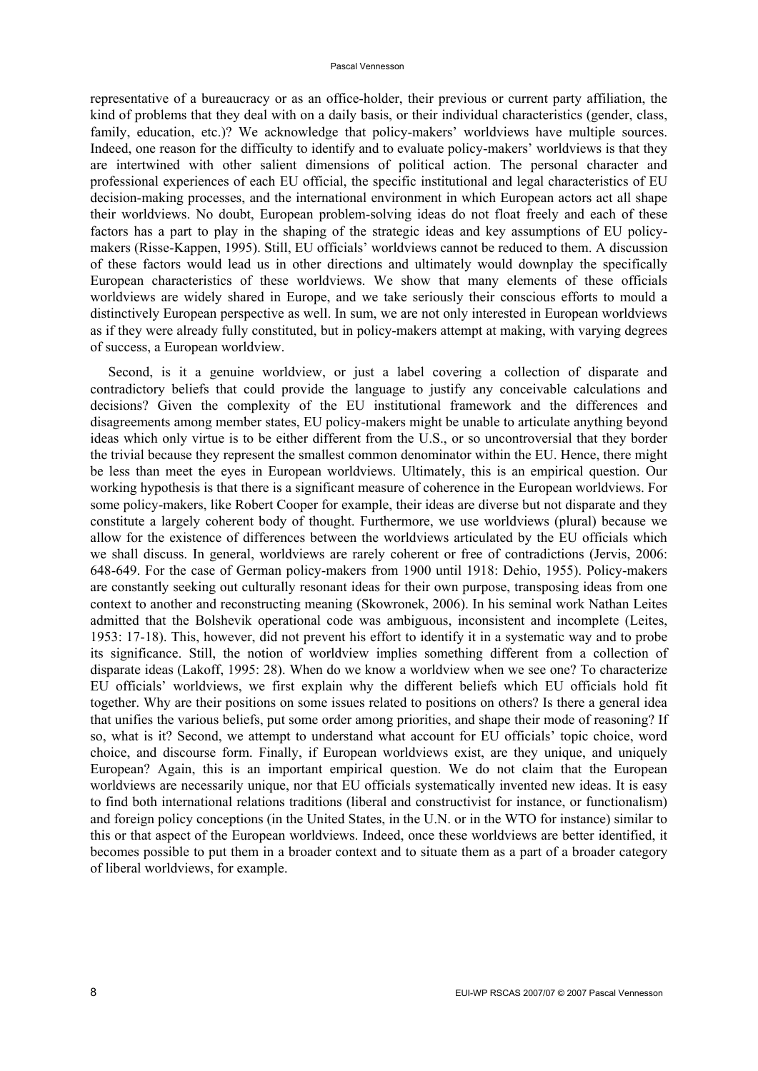representative of a bureaucracy or as an office-holder, their previous or current party affiliation, the kind of problems that they deal with on a daily basis, or their individual characteristics (gender, class, family, education, etc.)? We acknowledge that policy-makers' worldviews have multiple sources. Indeed, one reason for the difficulty to identify and to evaluate policy-makers' worldviews is that they are intertwined with other salient dimensions of political action. The personal character and professional experiences of each EU official, the specific institutional and legal characteristics of EU decision-making processes, and the international environment in which European actors act all shape their worldviews. No doubt, European problem-solving ideas do not float freely and each of these factors has a part to play in the shaping of the strategic ideas and key assumptions of EU policy-makers (Risse-Kappen, 1995). Still, EU officials' worldviews cannot be reduced to them. A discussion of these factors would lead us in other directions and ultimately would downplay the specifically European characteristics of these worldviews. We show that many elements of these officials worldviews are widely shared in Europe, and we take seriously their conscious efforts to mould a distinctively European perspective as well. In sum, we are not only interested in European worldviews as if they were already fully constituted, but in policy-makers attempt at making, with varying degrees of success, a European worldview.

Second, is it a genuine worldview, or just a label covering a collection of disparate and contradictory beliefs that could provide the language to justify any conceivable calculations and decisions? Given the complexity of the EU institutional framework and the differences and disagreements among member states, EU policy-makers might be unable to articulate anything beyond ideas which only virtue is to be either different from the U.S., or so uncontroversial that they border the trivial because they represent the smallest common denominator within the EU. Hence, there might be less than meet the eyes in European worldviews. Ultimately, this is an empirical question. Our working hypothesis is that there is a significant measure of coherence in the European worldviews. For some policy-makers, like Robert Cooper for example, their ideas are diverse but not disparate and they constitute a largely coherent body of thought. Furthermore, we use worldviews (plural) because we allow for the existence of differences between the worldviews articulated by the EU officials which we shall discuss. In general, worldviews are rarely coherent or free of contradictions (Jervis, 2006: 648-649. For the case of German policy-makers from 1900 until 1918: Dehio, 1955). Policy-makers are constantly seeking out culturally resonant ideas for their own purpose, transposing ideas from one context to another and reconstructing meaning (Skowronek, 2006). In his seminal work Nathan Leites admitted that the Bolshevik operational code was ambiguous, inconsistent and incomplete (Leites, 1953: 17-18). This, however, did not prevent his effort to identify it in a systematic way and to probe its significance. Still, the notion of worldview implies something different from a collection of disparate ideas (Lakoff, 1995: 28). When do we know a worldview when we see one? To characterize EU officials' worldviews, we first explain why the different beliefs which EU officials hold fit together. Why are their positions on some issues related to positions on others? Is there a general idea that unifies the various beliefs, put some order among priorities, and shape their mode of reasoning? If so, what is it? Second, we attempt to understand what account for EU officials' topic choice, word choice, and discourse form. Finally, if European worldviews exist, are they unique, and uniquely European? Again, this is an important empirical question. We do not claim that the European worldviews are necessarily unique, nor that EU officials systematically invented new ideas. It is easy to find both international relations traditions (liberal and constructivist for instance, or functionalism) and foreign policy conceptions (in the United States, in the U.N. or in the WTO for instance) similar to this or that aspect of the European worldviews. Indeed, once these worldviews are better identified, it becomes possible to put them in a broader context and to situate them as a part of a broader category of liberal worldviews, for example.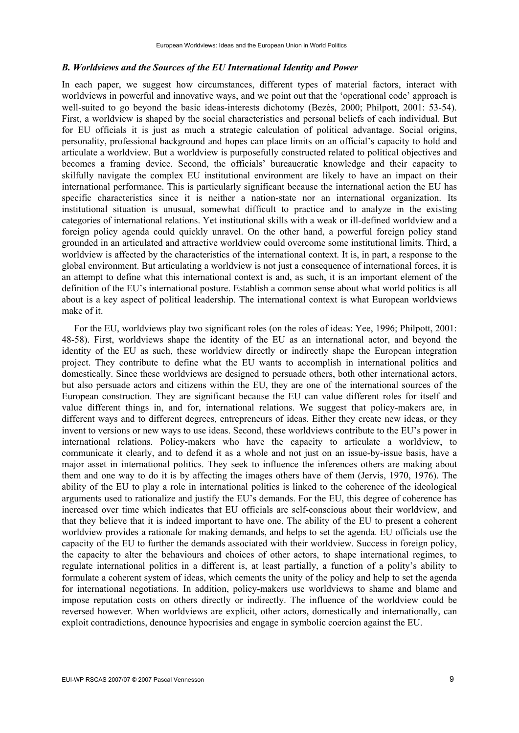### *B. Worldviews and the Sources of the EU International Identity and Power*

In each paper, we suggest how circumstances, different types of material factors, interact with worldviews in powerful and innovative ways, and we point out that the 'operational code' approach is well-suited to go beyond the basic ideas-interests dichotomy (Bezès, 2000; Philpott, 2001: 53-54). First, a worldview is shaped by the social characteristics and personal beliefs of each individual. But for EU officials it is just as much a strategic calculation of political advantage. Social origins, personality, professional background and hopes can place limits on an official's capacity to hold and articulate a worldview. But a worldview is purposefully constructed related to political objectives and becomes a framing device. Second, the officials' bureaucratic knowledge and their capacity to skilfully navigate the complex EU institutional environment are likely to have an impact on their international performance. This is particularly significant because the international action the EU has specific characteristics since it is neither a nation-state nor an international organization. Its institutional situation is unusual, somewhat difficult to practice and to analyze in the existing categories of international relations. Yet institutional skills with a weak or ill-defined worldview and a foreign policy agenda could quickly unravel. On the other hand, a powerful foreign policy stand grounded in an articulated and attractive worldview could overcome some institutional limits. Third, a worldview is affected by the characteristics of the international context. It is, in part, a response to the global environment. But articulating a worldview is not just a consequence of international forces, it is an attempt to define what this international context is and, as such, it is an important element of the definition of the EU's international posture. Establish a common sense about what world politics is all about is a key aspect of political leadership. The international context is what European worldviews make of it.

For the EU, worldviews play two significant roles (on the roles of ideas: Yee, 1996; Philpott, 2001: 48-58). First, worldviews shape the identity of the EU as an international actor, and beyond the identity of the EU as such, these worldview directly or indirectly shape the European integration project. They contribute to define what the EU wants to accomplish in international politics and domestically. Since these worldviews are designed to persuade others, both other international actors, but also persuade actors and citizens within the EU, they are one of the international sources of the European construction. They are significant because the EU can value different roles for itself and value different things in, and for, international relations. We suggest that policy-makers are, in different ways and to different degrees, entrepreneurs of ideas. Either they create new ideas, or they invent to versions or new ways to use ideas. Second, these worldviews contribute to the EU's power in international relations. Policy-makers who have the capacity to articulate a worldview, to communicate it clearly, and to defend it as a whole and not just on an issue-by-issue basis, have a major asset in international politics. They seek to influence the inferences others are making about them and one way to do it is by affecting the images others have of them (Jervis, 1970, 1976). The ability of the EU to play a role in international politics is linked to the coherence of the ideological arguments used to rationalize and justify the EU's demands. For the EU, this degree of coherence has increased over time which indicates that EU officials are self-conscious about their worldview, and that they believe that it is indeed important to have one. The ability of the EU to present a coherent worldview provides a rationale for making demands, and helps to set the agenda. EU officials use the capacity of the EU to further the demands associated with their worldview. Success in foreign policy, the capacity to alter the behaviours and choices of other actors, to shape international regimes, to regulate international politics in a different is, at least partially, a function of a polity's ability to formulate a coherent system of ideas, which cements the unity of the policy and help to set the agenda for international negotiations. In addition, policy-makers use worldviews to shame and blame and impose reputation costs on others directly or indirectly. The influence of the worldview could be reversed however. When worldviews are explicit, other actors, domestically and internationally, can exploit contradictions, denounce hypocrisies and engage in symbolic coercion against the EU.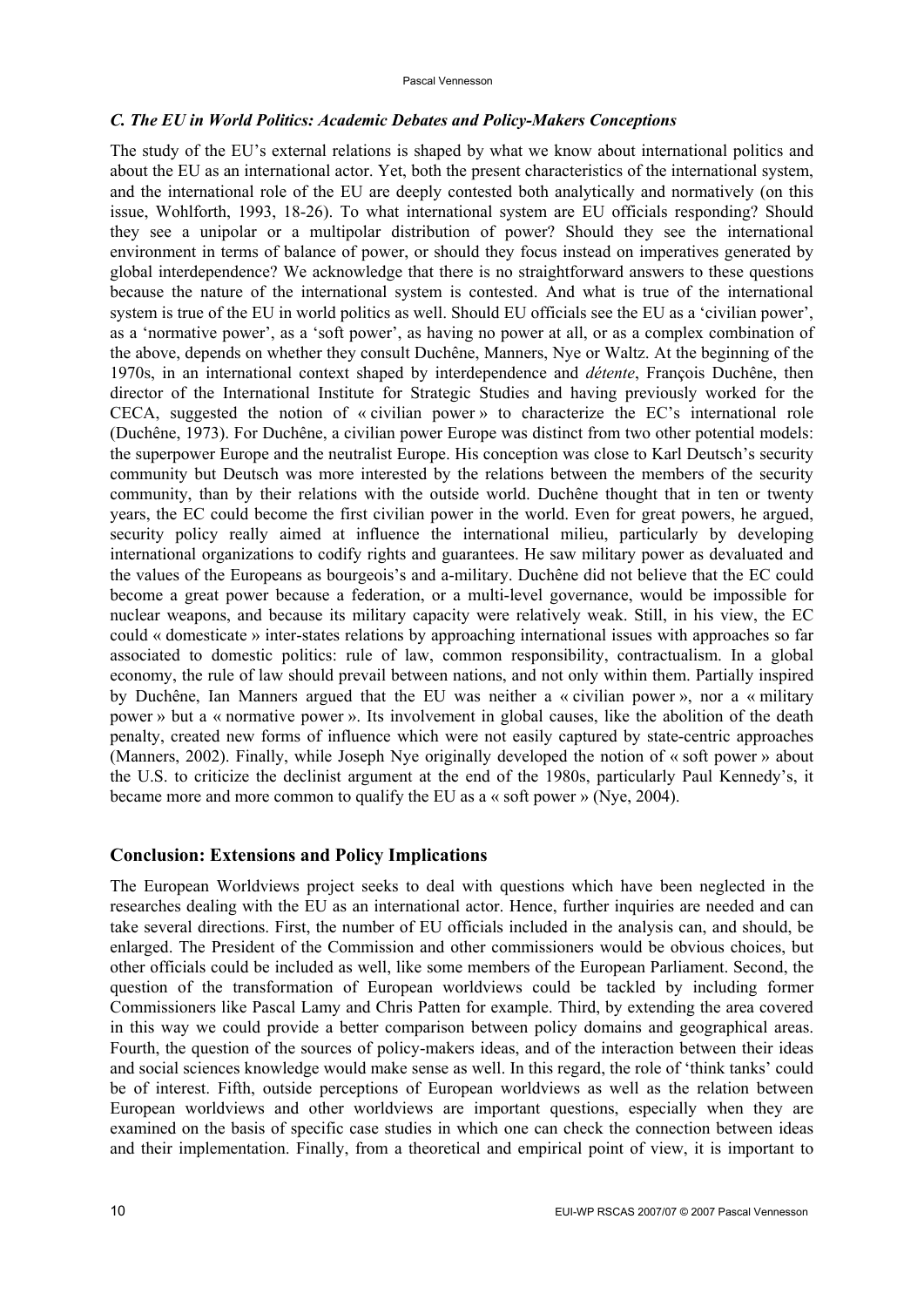### *C. The EU in World Politics: Academic Debates and Policy-Makers Conceptions*

The study of the EU's external relations is shaped by what we know about international politics and about the EU as an international actor. Yet, both the present characteristics of the international system, and the international role of the EU are deeply contested both analytically and normatively (on this issue, Wohlforth, 1993, 18-26). To what international system are EU officials responding? Should they see a unipolar or a multipolar distribution of power? Should they see the international environment in terms of balance of power, or should they focus instead on imperatives generated by global interdependence? We acknowledge that there is no straightforward answers to these questions because the nature of the international system is contested. And what is true of the international system is true of the EU in world politics as well. Should EU officials see the EU as a 'civilian power', as a 'normative power', as a 'soft power', as having no power at all, or as a complex combination of the above, depends on whether they consult Duchêne, Manners, Nye or Waltz. At the beginning of the 1970s, in an international context shaped by interdependence and *détente*, François Duchêne, then director of the International Institute for Strategic Studies and having previously worked for the CECA, suggested the notion of « civilian power » to characterize the EC's international role (Duchêne, 1973). For Duchêne, a civilian power Europe was distinct from two other potential models: the superpower Europe and the neutralist Europe. His conception was close to Karl Deutsch's security community but Deutsch was more interested by the relations between the members of the security community, than by their relations with the outside world. Duchêne thought that in ten or twenty years, the EC could become the first civilian power in the world. Even for great powers, he argued, security policy really aimed at influence the international milieu, particularly by developing international organizations to codify rights and guarantees. He saw military power as devaluated and the values of the Europeans as bourgeois's and a-military. Duchêne did not believe that the EC could become a great power because a federation, or a multi-level governance, would be impossible for nuclear weapons, and because its military capacity were relatively weak. Still, in his view, the EC could « domesticate » inter-states relations by approaching international issues with approaches so far associated to domestic politics: rule of law, common responsibility, contractualism. In a global economy, the rule of law should prevail between nations, and not only within them. Partially inspired by Duchêne, Ian Manners argued that the EU was neither a « civilian power », nor a « military power » but a « normative power ». Its involvement in global causes, like the abolition of the death penalty, created new forms of influence which were not easily captured by state-centric approaches (Manners, 2002). Finally, while Joseph Nye originally developed the notion of « soft power » about the U.S. to criticize the declinist argument at the end of the 1980s, particularly Paul Kennedy's, it became more and more common to qualify the EU as a « soft power » (Nye, 2004).

## Conclusion: Extensions and Policy Implications

The European Worldviews project seeks to deal with questions which have been neglected in the researches dealing with the EU as an international actor. Hence, further inquiries are needed and can take several directions. First, the number of EU officials included in the analysis can, and should, be enlarged. The President of the Commission and other commissioners would be obvious choices, but other officials could be included as well, like some members of the European Parliament. Second, the question of the transformation of European worldviews could be tackled by including former Commissioners like Pascal Lamy and Chris Patten for example. Third, by extending the area covered in this way we could provide a better comparison between policy domains and geographical areas. Fourth, the question of the sources of policy-makers ideas, and of the interaction between their ideas and social sciences knowledge would make sense as well. In this regard, the role of 'think tanks' could be of interest. Fifth, outside perceptions of European worldviews as well as the relation between European worldviews and other worldviews are important questions, especially when they are examined on the basis of specific case studies in which one can check the connection between ideas and their implementation. Finally, from a theoretical and empirical point of view, it is important to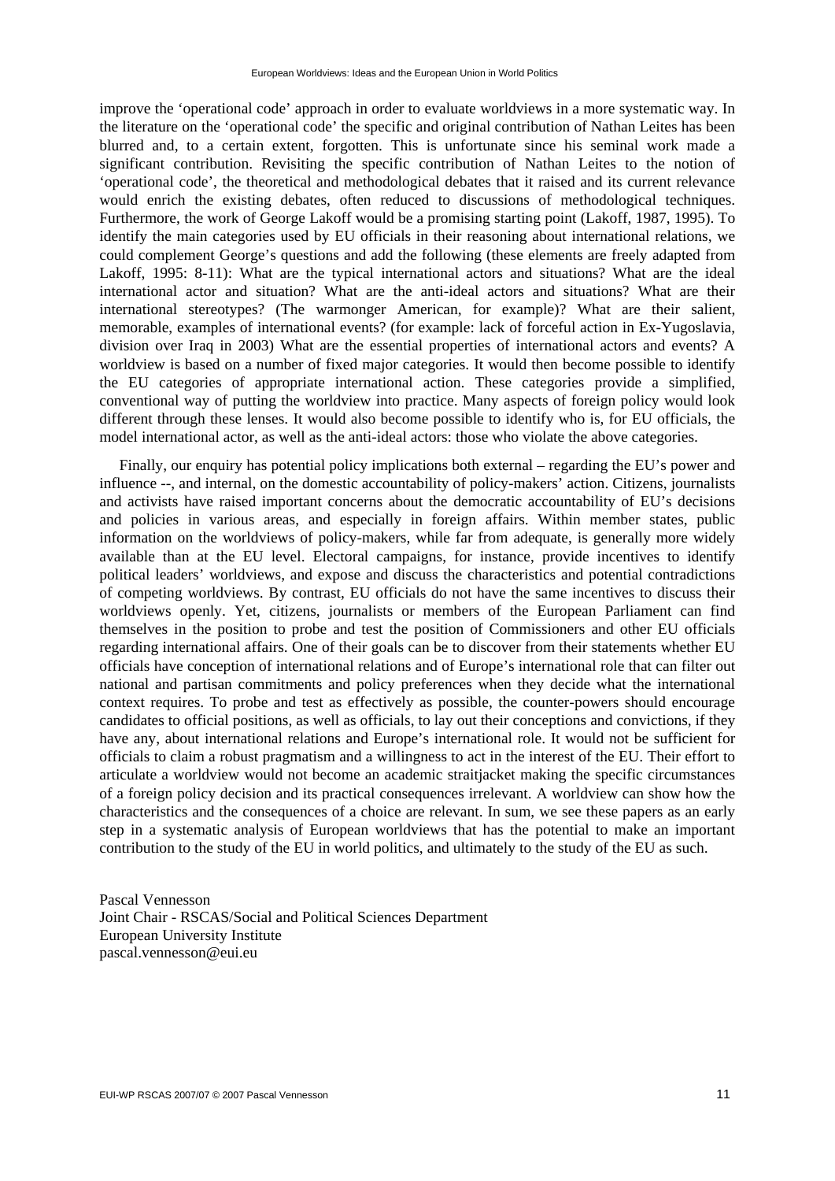improve the 'operational code' approach in order to evaluate worldviews in a more systematic way. In the literature on the 'operational code' the specific and original contribution of Nathan Leites has been blurred and, to a certain extent, forgotten. This is unfortunate since his seminal work made a significant contribution. Revisiting the specific contribution of Nathan Leites to the notion of 'operational code', the theoretical and methodological debates that it raised and its current relevance would enrich the existing debates, often reduced to discussions of methodological techniques. Furthermore, the work of George Lakoff would be a promising starting point (Lakoff, 1987, 1995). To identify the main categories used by EU officials in their reasoning about international relations, we could complement George's questions and add the following (these elements are freely adapted from Lakoff, 1995: 8-11): What are the typical international actors and situations? What are the ideal international actor and situation? What are the anti-ideal actors and situations? What are their international stereotypes? (The warmonger American, for example)? What are their salient, memorable, examples of international events? (for example: lack of forceful action in Ex-Yugoslavia, division over Iraq in 2003) What are the essential properties of international actors and events? A worldview is based on a number of fixed major categories. It would then become possible to identify the EU categories of appropriate international action. These categories provide a simplified, conventional way of putting the worldview into practice. Many aspects of foreign policy would look different through these lenses. It would also become possible to identify who is, for EU officials, the model international actor, as well as the anti-ideal actors: those who violate the above categories.

Finally, our enquiry has potential policy implications both external – regarding the EU's power and influence --, and internal, on the domestic accountability of policy-makers' action. Citizens, journalists and activists have raised important concerns about the democratic accountability of EU's decisions and policies in various areas, and especially in foreign affairs. Within member states, public information on the worldviews of policy-makers, while far from adequate, is generally more widely available than at the EU level. Electoral campaigns, for instance, provide incentives to identify political leaders' worldviews, and expose and discuss the characteristics and potential contradictions of competing worldviews. By contrast, EU officials do not have the same incentives to discuss their worldviews openly. Yet, citizens, journalists or members of the European Parliament can find themselves in the position to probe and test the position of Commissioners and other EU officials regarding international affairs. One of their goals can be to discover from their statements whether EU officials have conception of international relations and of Europe's international role that can filter out national and partisan commitments and policy preferences when they decide what the international context requires. To probe and test as effectively as possible, the counter-powers should encourage candidates to official positions, as well as officials, to lay out their conceptions and convictions, if they have any, about international relations and Europe's international role. It would not be sufficient for officials to claim a robust pragmatism and a willingness to act in the interest of the EU. Their effort to articulate a worldview would not become an academic straitjacket making the specific circumstances of a foreign policy decision and its practical consequences irrelevant. A worldview can show how the characteristics and the consequences of a choice are relevant. In sum, we see these papers as an early step in a systematic analysis of European worldviews that has the potential to make an important contribution to the study of the EU in world politics, and ultimately to the study of the EU as such.

Pascal Vennesson
Joint Chair - RSCAS/Social and Political Sciences Department
European University Institute
pascal.vennesson@eui.eu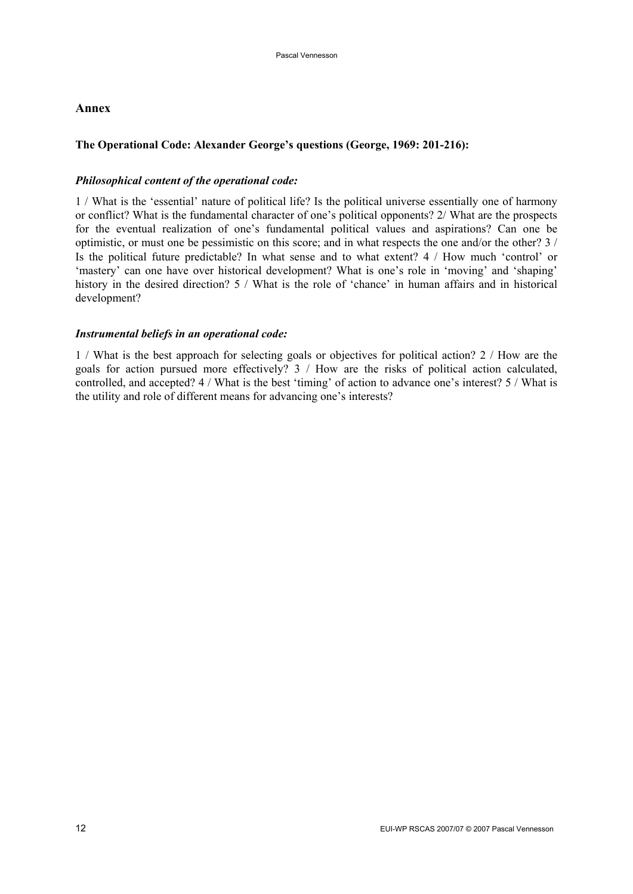## Annex

### The Operational Code: Alexander George's questions (George, 1969: 201-216):

#### *Philosophical content of the operational code:*

1 / What is the 'essential' nature of political life? Is the political universe essentially one of harmony or conflict? What is the fundamental character of one's political opponents? 2/ What are the prospects for the eventual realization of one's fundamental political values and aspirations? Can one be optimistic, or must one be pessimistic on this score; and in what respects the one and/or the other? 3 / Is the political future predictable? In what sense and to what extent? 4 / How much 'control' or 'mastery' can one have over historical development? What is one's role in 'moving' and 'shaping' history in the desired direction? 5 / What is the role of 'chance' in human affairs and in historical development?

#### *Instrumental beliefs in an operational code:*

1 / What is the best approach for selecting goals or objectives for political action? 2 / How are the goals for action pursued more effectively? 3 / How are the risks of political action calculated, controlled, and accepted? 4 / What is the best 'timing' of action to advance one's interest? 5 / What is the utility and role of different means for advancing one's interests?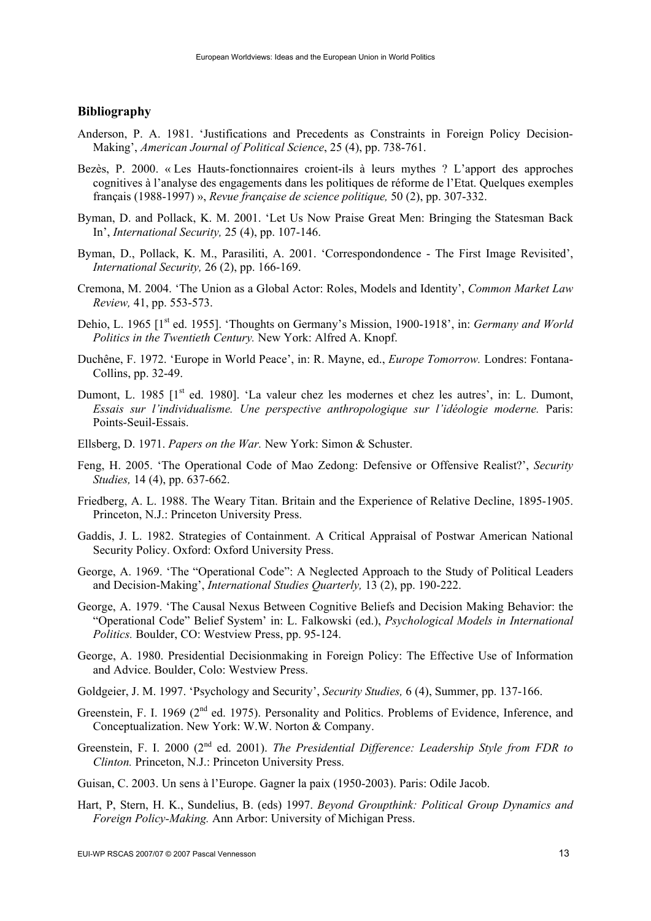## Bibliography

Anderson, P. A. 1981. 'Justifications and Precedents as Constraints in Foreign Policy Decision-Making', *American Journal of Political Science*, 25 (4), pp. 738-761.

Bezès, P. 2000. « Les Hauts-fonctionnaires croient-ils à leurs mythes ? L'apport des approches cognitives à l'analyse des engagements dans les politiques de réforme de l'Etat. Quelques exemples français (1988-1997) », *Revue française de science politique,* 50 (2), pp. 307-332.

Byman, D. and Pollack, K. M. 2001. 'Let Us Now Praise Great Men: Bringing the Statesman Back In', *International Security,* 25 (4), pp. 107-146.

Byman, D., Pollack, K. M., Parasiliti, A. 2001. 'Correspondondence - The First Image Revisited', *International Security,* 26 (2), pp. 166-169.

Cremona, M. 2004. 'The Union as a Global Actor: Roles, Models and Identity', *Common Market Law Review,* 41, pp. 553-573.

Dehio, L. 1965 [1st ed. 1955]. 'Thoughts on Germany's Mission, 1900-1918', in: *Germany and World Politics in the Twentieth Century.* New York: Alfred A. Knopf.

Duchêne, F. 1972. 'Europe in World Peace', in: R. Mayne, ed., *Europe Tomorrow.* Londres: Fontana-Collins, pp. 32-49.

Dumont, L. 1985 [1st ed. 1980]. 'La valeur chez les modernes et chez les autres', in: L. Dumont, *Essais sur l'individualisme. Une perspective anthropologique sur l'idéologie moderne.* Paris: Points-Seuil-Essais.

Ellsberg, D. 1971. *Papers on the War.* New York: Simon & Schuster.

Feng, H. 2005. 'The Operational Code of Mao Zedong: Defensive or Offensive Realist?', *Security Studies,* 14 (4), pp. 637-662.

Friedberg, A. L. 1988. The Weary Titan. Britain and the Experience of Relative Decline, 1895-1905. Princeton, N.J.: Princeton University Press.

Gaddis, J. L. 1982. Strategies of Containment. A Critical Appraisal of Postwar American National Security Policy. Oxford: Oxford University Press.

George, A. 1969. 'The "Operational Code": A Neglected Approach to the Study of Political Leaders and Decision-Making', *International Studies Quarterly,* 13 (2), pp. 190-222.

George, A. 1979. 'The Causal Nexus Between Cognitive Beliefs and Decision Making Behavior: the "Operational Code" Belief System' in: L. Falkowski (ed.), *Psychological Models in International Politics.* Boulder, CO: Westview Press, pp. 95-124.

George, A. 1980. Presidential Decisionmaking in Foreign Policy: The Effective Use of Information and Advice. Boulder, Colo: Westview Press.

Goldgeier, J. M. 1997. 'Psychology and Security', *Security Studies,* 6 (4), Summer, pp. 137-166.

Greenstein, F. I. 1969 (2nd ed. 1975). Personality and Politics. Problems of Evidence, Inference, and Conceptualization. New York: W.W. Norton & Company.

Greenstein, F. I. 2000 (2nd ed. 2001). *The Presidential Difference: Leadership Style from FDR to Clinton.* Princeton, N.J.: Princeton University Press.

Guisan, C. 2003. Un sens à l'Europe. Gagner la paix (1950-2003). Paris: Odile Jacob.

Hart, P, Stern, H. K., Sundelius, B. (eds) 1997. *Beyond Groupthink: Political Group Dynamics and Foreign Policy-Making.* Ann Arbor: University of Michigan Press.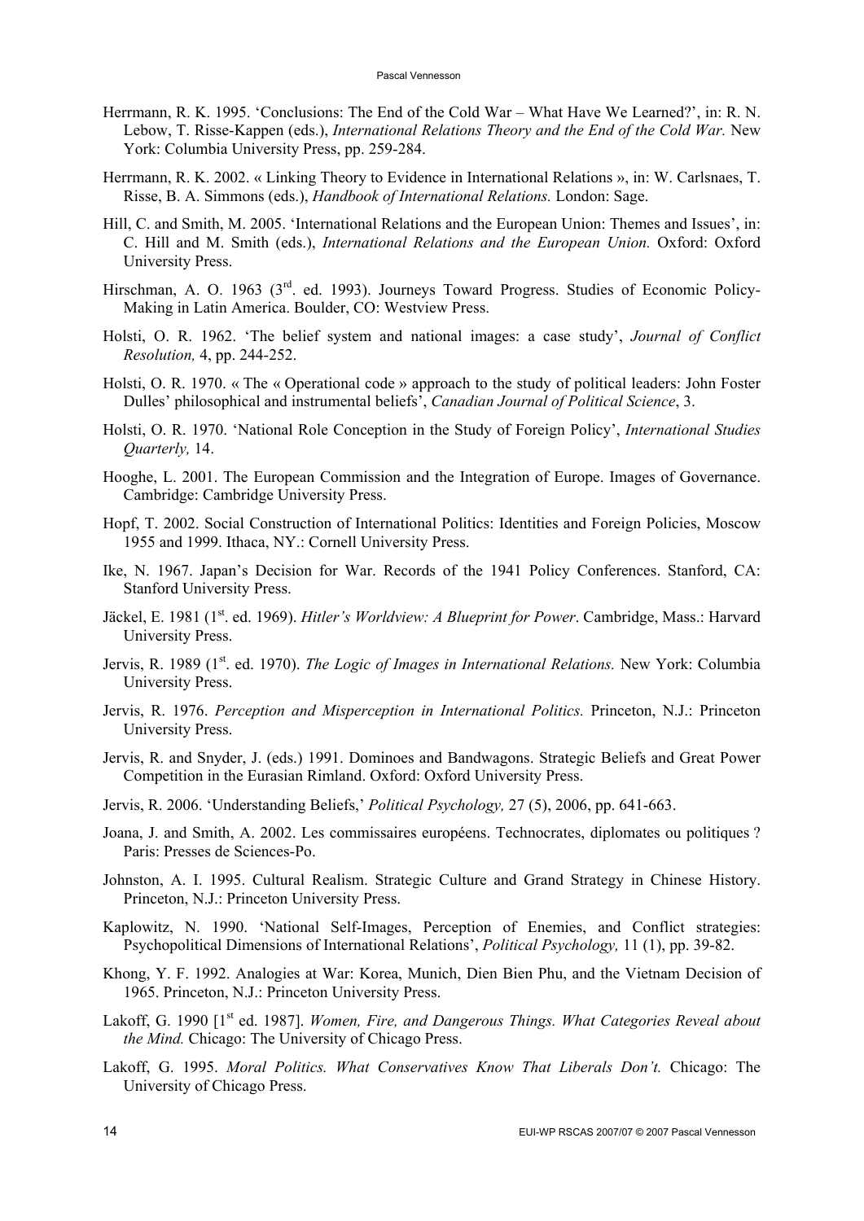Herrmann, R. K. 1995. 'Conclusions: The End of the Cold War – What Have We Learned?', in: R. N. Lebow, T. Risse-Kappen (eds.), *International Relations Theory and the End of the Cold War.* New York: Columbia University Press, pp. 259-284.

Herrmann, R. K. 2002. « Linking Theory to Evidence in International Relations », in: W. Carlsnaes, T. Risse, B. A. Simmons (eds.), *Handbook of International Relations.* London: Sage.

Hill, C. and Smith, M. 2005. 'International Relations and the European Union: Themes and Issues', in: C. Hill and M. Smith (eds.), *International Relations and the European Union.* Oxford: Oxford University Press.

Hirschman, A. O. 1963 (3rd. ed. 1993). Journeys Toward Progress. Studies of Economic Policy-Making in Latin America. Boulder, CO: Westview Press.

Holsti, O. R. 1962. 'The belief system and national images: a case study', *Journal of Conflict Resolution,* 4, pp. 244-252.

Holsti, O. R. 1970. « The « Operational code » approach to the study of political leaders: John Foster Dulles' philosophical and instrumental beliefs', *Canadian Journal of Political Science*, 3.

Holsti, O. R. 1970. 'National Role Conception in the Study of Foreign Policy', *International Studies Quarterly,* 14.

Hooghe, L. 2001. The European Commission and the Integration of Europe. Images of Governance. Cambridge: Cambridge University Press.

Hopf, T. 2002. Social Construction of International Politics: Identities and Foreign Policies, Moscow 1955 and 1999. Ithaca, NY.: Cornell University Press.

Ike, N. 1967. Japan's Decision for War. Records of the 1941 Policy Conferences. Stanford, CA: Stanford University Press.

Jäckel, E. 1981 (1st. ed. 1969). *Hitler's Worldview: A Blueprint for Power*. Cambridge, Mass.: Harvard University Press.

Jervis, R. 1989 (1st. ed. 1970). *The Logic of Images in International Relations.* New York: Columbia University Press.

Jervis, R. 1976. *Perception and Misperception in International Politics.* Princeton, N.J.: Princeton University Press.

Jervis, R. and Snyder, J. (eds.) 1991. Dominoes and Bandwagons. Strategic Beliefs and Great Power Competition in the Eurasian Rimland. Oxford: Oxford University Press.

Jervis, R. 2006. 'Understanding Beliefs,' *Political Psychology,* 27 (5), 2006, pp. 641-663.

Joana, J. and Smith, A. 2002. Les commissaires européens. Technocrates, diplomates ou politiques ? Paris: Presses de Sciences-Po.

Johnston, A. I. 1995. Cultural Realism. Strategic Culture and Grand Strategy in Chinese History. Princeton, N.J.: Princeton University Press.

Kaplowitz, N. 1990. 'National Self-Images, Perception of Enemies, and Conflict strategies: Psychopolitical Dimensions of International Relations', *Political Psychology,* 11 (1), pp. 39-82.

Khong, Y. F. 1992. Analogies at War: Korea, Munich, Dien Bien Phu, and the Vietnam Decision of 1965. Princeton, N.J.: Princeton University Press.

Lakoff, G. 1990 [1st ed. 1987]. *Women, Fire, and Dangerous Things. What Categories Reveal about the Mind.* Chicago: The University of Chicago Press.

Lakoff, G. 1995. *Moral Politics. What Conservatives Know That Liberals Don't.* Chicago: The University of Chicago Press.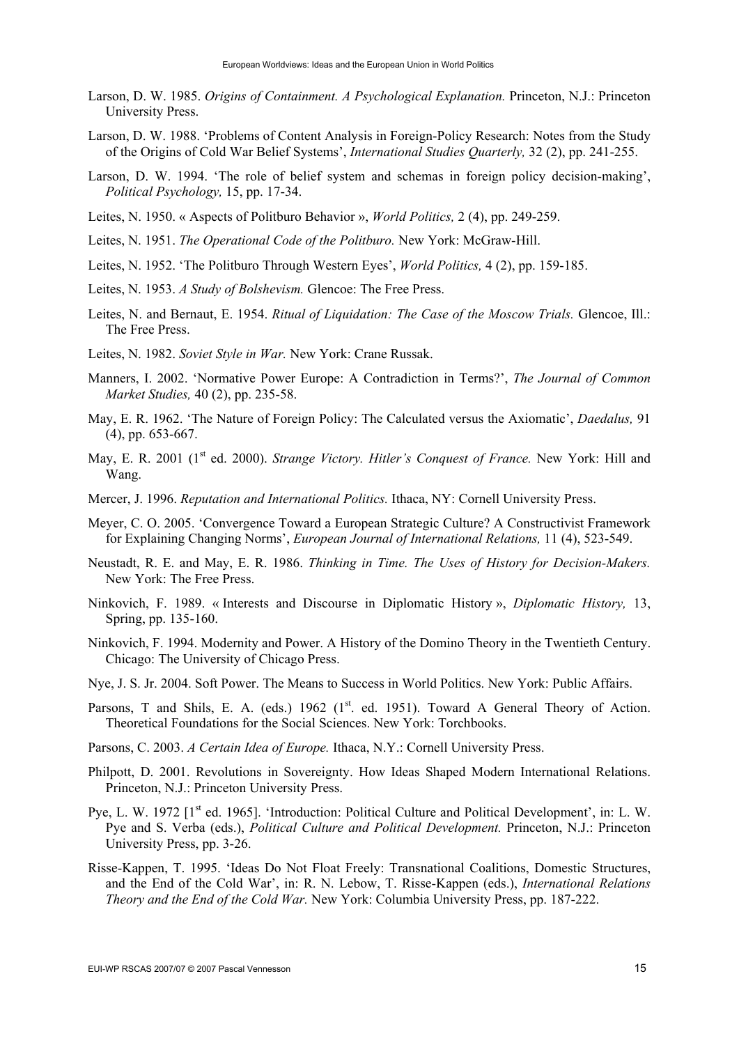Larson, D. W. 1985. *Origins of Containment. A Psychological Explanation.* Princeton, N.J.: Princeton University Press.

Larson, D. W. 1988. 'Problems of Content Analysis in Foreign-Policy Research: Notes from the Study of the Origins of Cold War Belief Systems', *International Studies Quarterly,* 32 (2), pp. 241-255.

Larson, D. W. 1994. 'The role of belief system and schemas in foreign policy decision-making', *Political Psychology,* 15, pp. 17-34.

Leites, N. 1950. « Aspects of Politburo Behavior », *World Politics,* 2 (4), pp. 249-259.

Leites, N. 1951. *The Operational Code of the Politburo.* New York: McGraw-Hill.

Leites, N. 1952. 'The Politburo Through Western Eyes', *World Politics,* 4 (2), pp. 159-185.

Leites, N. 1953. *A Study of Bolshevism.* Glencoe: The Free Press.

Leites, N. and Bernaut, E. 1954. *Ritual of Liquidation: The Case of the Moscow Trials.* Glencoe, Ill.: The Free Press.

Leites, N. 1982. *Soviet Style in War.* New York: Crane Russak.

Manners, I. 2002. 'Normative Power Europe: A Contradiction in Terms?', *The Journal of Common Market Studies,* 40 (2), pp. 235-58.

May, E. R. 1962. 'The Nature of Foreign Policy: The Calculated versus the Axiomatic', *Daedalus,* 91 (4), pp. 653-667.

May, E. R. 2001 (1st ed. 2000). *Strange Victory. Hitler's Conquest of France.* New York: Hill and Wang.

Mercer, J. 1996. *Reputation and International Politics.* Ithaca, NY: Cornell University Press.

Meyer, C. O. 2005. 'Convergence Toward a European Strategic Culture? A Constructivist Framework for Explaining Changing Norms', *European Journal of International Relations,* 11 (4), 523-549.

Neustadt, R. E. and May, E. R. 1986. *Thinking in Time. The Uses of History for Decision-Makers.* New York: The Free Press.

Ninkovich, F. 1989. « Interests and Discourse in Diplomatic History », *Diplomatic History,* 13, Spring, pp. 135-160.

Ninkovich, F. 1994. Modernity and Power. A History of the Domino Theory in the Twentieth Century. Chicago: The University of Chicago Press.

Nye, J. S. Jr. 2004. Soft Power. The Means to Success in World Politics. New York: Public Affairs.

Parsons, T and Shils, E. A. (eds.) 1962 (1st. ed. 1951). Toward A General Theory of Action. Theoretical Foundations for the Social Sciences. New York: Torchbooks.

Parsons, C. 2003. *A Certain Idea of Europe.* Ithaca, N.Y.: Cornell University Press.

Philpott, D. 2001. Revolutions in Sovereignty. How Ideas Shaped Modern International Relations. Princeton, N.J.: Princeton University Press.

Pye, L. W. 1972 [1st ed. 1965]. 'Introduction: Political Culture and Political Development', in: L. W. Pye and S. Verba (eds.), *Political Culture and Political Development.* Princeton, N.J.: Princeton University Press, pp. 3-26.

Risse-Kappen, T. 1995. 'Ideas Do Not Float Freely: Transnational Coalitions, Domestic Structures, and the End of the Cold War', in: R. N. Lebow, T. Risse-Kappen (eds.), *International Relations Theory and the End of the Cold War.* New York: Columbia University Press, pp. 187-222.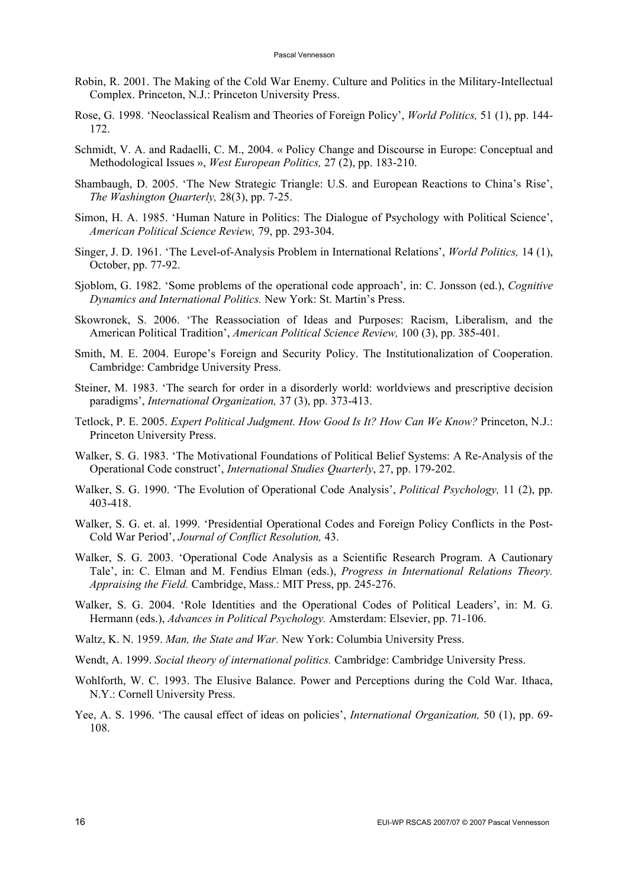Robin, R. 2001. The Making of the Cold War Enemy. Culture and Politics in the Military-Intellectual Complex. Princeton, N.J.: Princeton University Press.

Rose, G. 1998. 'Neoclassical Realism and Theories of Foreign Policy', *World Politics,* 51 (1), pp. 144-172.

Schmidt, V. A. and Radaelli, C. M., 2004. « Policy Change and Discourse in Europe: Conceptual and Methodological Issues », *West European Politics,* 27 (2), pp. 183-210.

Shambaugh, D. 2005. 'The New Strategic Triangle: U.S. and European Reactions to China's Rise', *The Washington Quarterly,* 28(3), pp. 7-25.

Simon, H. A. 1985. 'Human Nature in Politics: The Dialogue of Psychology with Political Science', *American Political Science Review,* 79, pp. 293-304.

Singer, J. D. 1961. 'The Level-of-Analysis Problem in International Relations', *World Politics,* 14 (1), October, pp. 77-92.

Sjoblom, G. 1982. 'Some problems of the operational code approach', in: C. Jonsson (ed.), *Cognitive Dynamics and International Politics.* New York: St. Martin's Press.

Skowronek, S. 2006. 'The Reassociation of Ideas and Purposes: Racism, Liberalism, and the American Political Tradition', *American Political Science Review,* 100 (3), pp. 385-401.

Smith, M. E. 2004. Europe's Foreign and Security Policy. The Institutionalization of Cooperation. Cambridge: Cambridge University Press.

Steiner, M. 1983. 'The search for order in a disorderly world: worldviews and prescriptive decision paradigms', *International Organization,* 37 (3), pp. 373-413.

Tetlock, P. E. 2005. *Expert Political Judgment. How Good Is It? How Can We Know?* Princeton, N.J.: Princeton University Press.

Walker, S. G. 1983. 'The Motivational Foundations of Political Belief Systems: A Re-Analysis of the Operational Code construct', *International Studies Quarterly*, 27, pp. 179-202.

Walker, S. G. 1990. 'The Evolution of Operational Code Analysis', *Political Psychology,* 11 (2), pp. 403-418.

Walker, S. G. et. al. 1999. 'Presidential Operational Codes and Foreign Policy Conflicts in the Post-Cold War Period', *Journal of Conflict Resolution,* 43.

Walker, S. G. 2003. 'Operational Code Analysis as a Scientific Research Program. A Cautionary Tale', in: C. Elman and M. Fendius Elman (eds.), *Progress in International Relations Theory. Appraising the Field.* Cambridge, Mass.: MIT Press, pp. 245-276.

Walker, S. G. 2004. 'Role Identities and the Operational Codes of Political Leaders', in: M. G. Hermann (eds.), *Advances in Political Psychology.* Amsterdam: Elsevier, pp. 71-106.

Waltz, K. N. 1959. *Man, the State and War.* New York: Columbia University Press.

Wendt, A. 1999. *Social theory of international politics.* Cambridge: Cambridge University Press.

Wohlforth, W. C. 1993. The Elusive Balance. Power and Perceptions during the Cold War. Ithaca, N.Y.: Cornell University Press.

Yee, A. S. 1996. 'The causal effect of ideas on policies', *International Organization,* 50 (1), pp. 69-108.